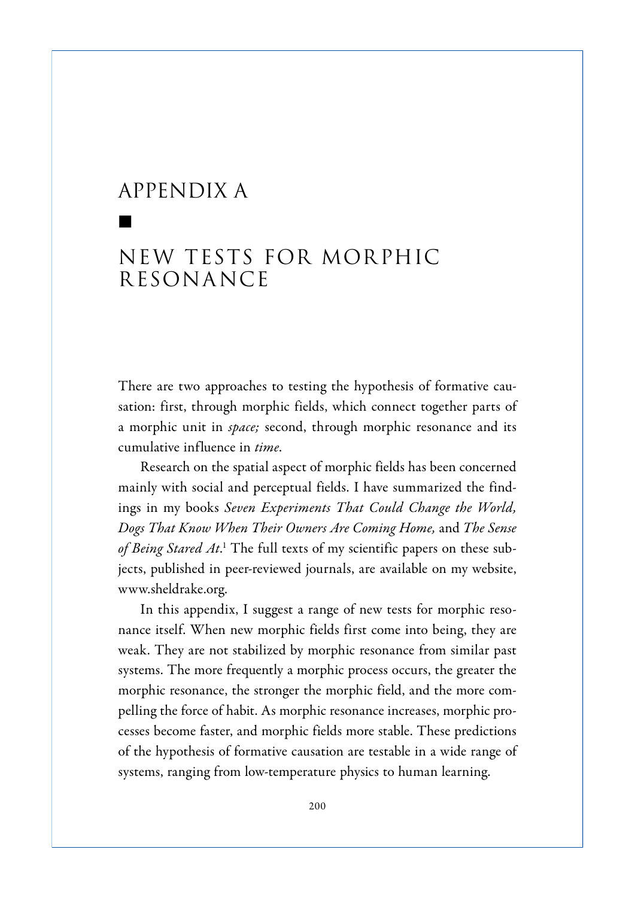# APPENDIX A

■

# NEW TESTS FOR MORPHIC RESONANCE

There are two approaches to testing the hypothesis of formative causation: first, through morphic fields, which connect together parts of a morphic unit in *space;* second, through morphic resonance and its cumulative influence in *time*.

Research on the spatial aspect of morphic fields has been concerned mainly with social and perceptual fields. I have summarized the findings in my books *Seven Experiments That Could Change the World, Dogs That Know When Their Owners Are Coming Home,* and *The Sense of Being Stared At*.[1] The full texts of my scientific papers on these subjects, published in peer-reviewed journals, are available on my website, www.sheldrake.org.

In this appendix, I suggest a range of new tests for morphic resonance itself. When new morphic fields first come into being, they are weak. They are not stabilized by morphic resonance from similar past systems. The more frequently a morphic process occurs, the greater the morphic resonance, the stronger the morphic field, and the more compelling the force of habit. As morphic resonance increases, morphic processes become faster, and morphic fields more stable. These predictions of the hypothesis of formative causation are testable in a wide range of systems, ranging from low-temperature physics to human learning.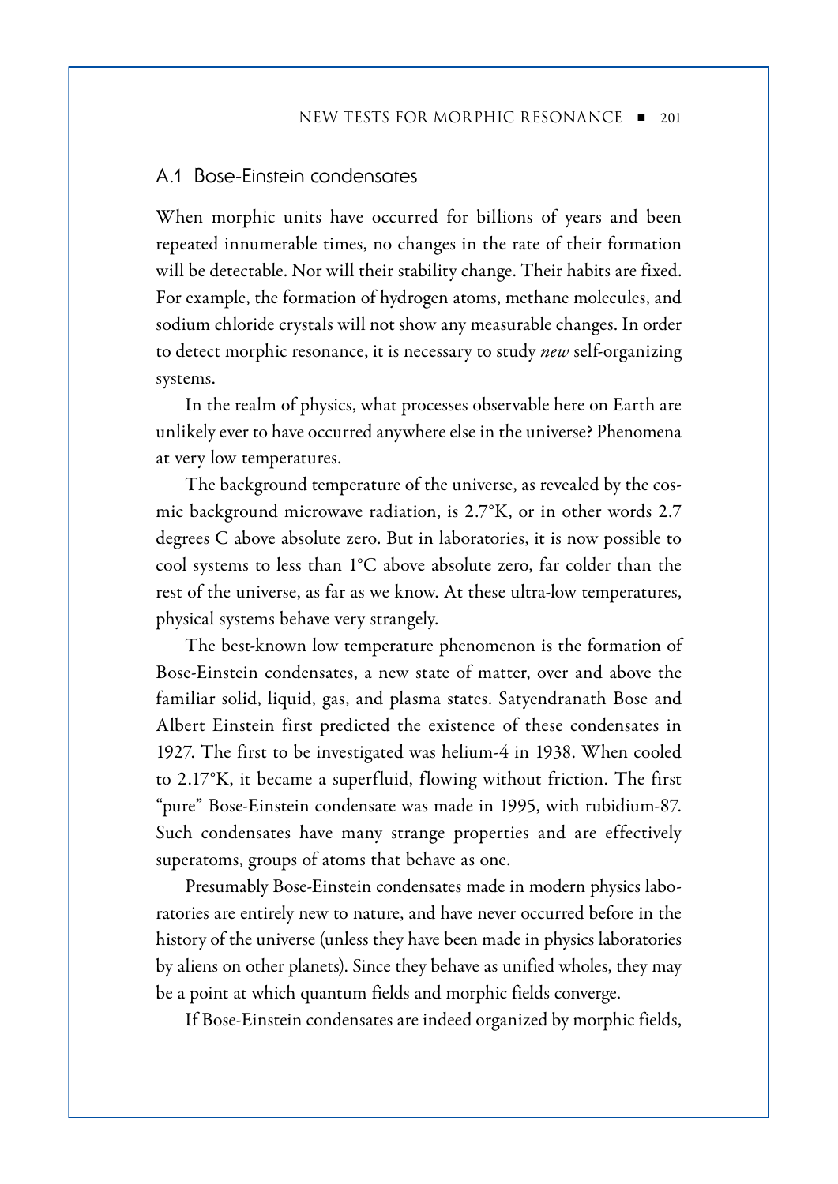## A.1 Bose-Einstein condensates

When morphic units have occurred for billions of years and been repeated innumerable times, no changes in the rate of their formation will be detectable. Nor will their stability change. Their habits are fixed. For example, the formation of hydrogen atoms, methane molecules, and sodium chloride crystals will not show any measurable changes. In order to detect morphic resonance, it is necessary to study *new* self-organizing systems.

In the realm of physics, what processes observable here on Earth are unlikely ever to have occurred anywhere else in the universe? Phenomena at very low temperatures.

The background temperature of the universe, as revealed by the cosmic background microwave radiation, is 2.7°K, or in other words 2.7 degrees C above absolute zero. But in laboratories, it is now possible to cool systems to less than 1°C above absolute zero, far colder than the rest of the universe, as far as we know. At these ultra-low temperatures, physical systems behave very strangely.

The best-known low temperature phenomenon is the formation of Bose-Einstein condensates, a new state of matter, over and above the familiar solid, liquid, gas, and plasma states. Satyendranath Bose and Albert Einstein first predicted the existence of these condensates in 1927. The first to be investigated was helium-4 in 1938. When cooled to 2.17°K, it became a superfluid, flowing without friction. The first "pure" Bose-Einstein condensate was made in 1995, with rubidium-87. Such condensates have many strange properties and are effectively superatoms, groups of atoms that behave as one.

Presumably Bose-Einstein condensates made in modern physics laboratories are entirely new to nature, and have never occurred before in the history of the universe (unless they have been made in physics laboratories by aliens on other planets). Since they behave as unified wholes, they may be a point at which quantum fields and morphic fields converge.

If Bose-Einstein condensates are indeed organized by morphic fields,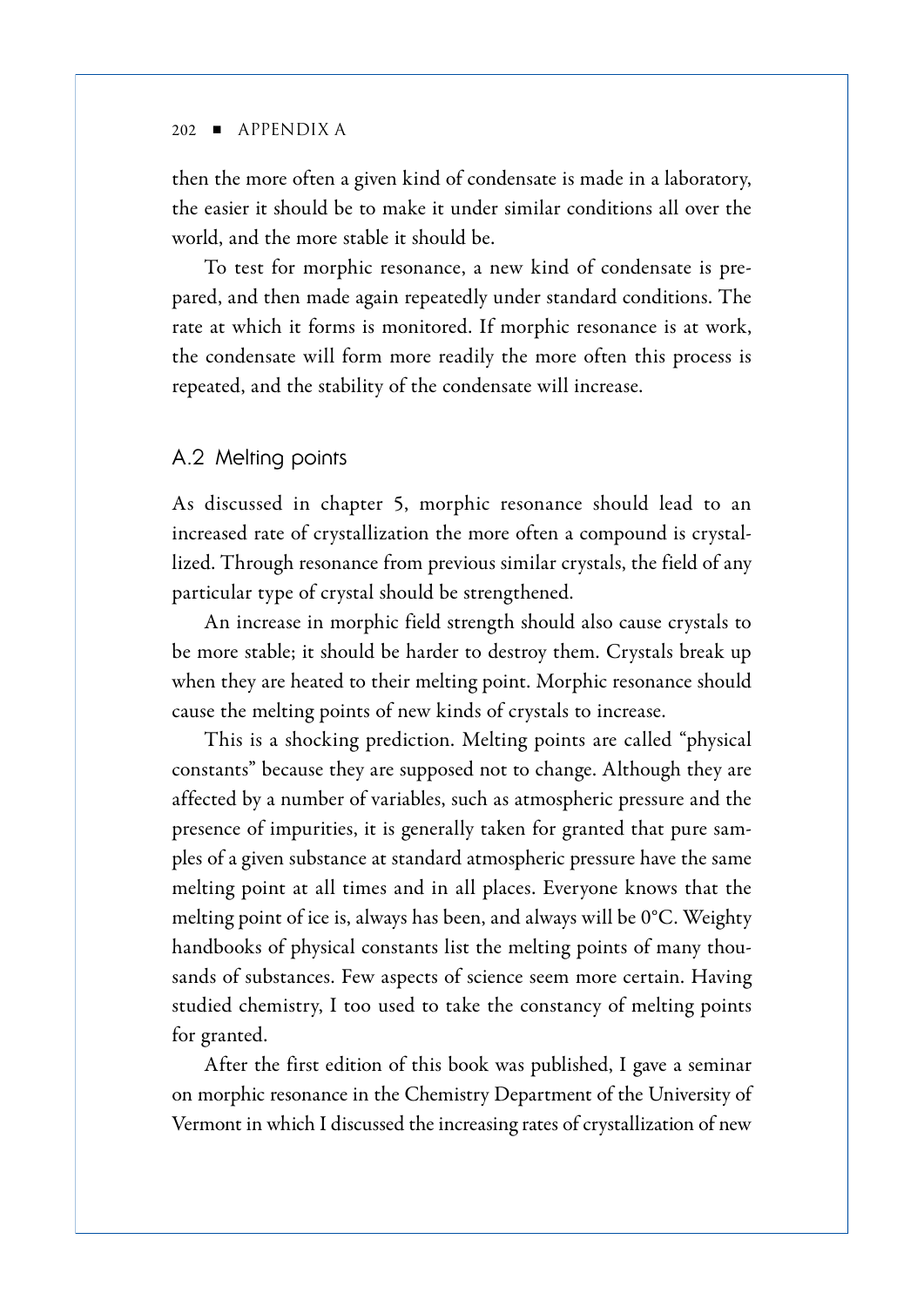then the more often a given kind of condensate is made in a laboratory, the easier it should be to make it under similar conditions all over the world, and the more stable it should be.

To test for morphic resonance, a new kind of condensate is prepared, and then made again repeatedly under standard conditions. The rate at which it forms is monitored. If morphic resonance is at work, the condensate will form more readily the more often this process is repeated, and the stability of the condensate will increase.

## A.2 Melting points

As discussed in chapter 5, morphic resonance should lead to an increased rate of crystallization the more often a compound is crystallized. Through resonance from previous similar crystals, the field of any particular type of crystal should be strengthened.

An increase in morphic field strength should also cause crystals to be more stable; it should be harder to destroy them. Crystals break up when they are heated to their melting point. Morphic resonance should cause the melting points of new kinds of crystals to increase.

This is a shocking prediction. Melting points are called "physical constants" because they are supposed not to change. Although they are affected by a number of variables, such as atmospheric pressure and the presence of impurities, it is generally taken for granted that pure samples of a given substance at standard atmospheric pressure have the same melting point at all times and in all places. Everyone knows that the melting point of ice is, always has been, and always will be 0°C. Weighty handbooks of physical constants list the melting points of many thousands of substances. Few aspects of science seem more certain. Having studied chemistry, I too used to take the constancy of melting points for granted.

After the first edition of this book was published, I gave a seminar on morphic resonance in the Chemistry Department of the University of Vermont in which I discussed the increasing rates of crystallization of new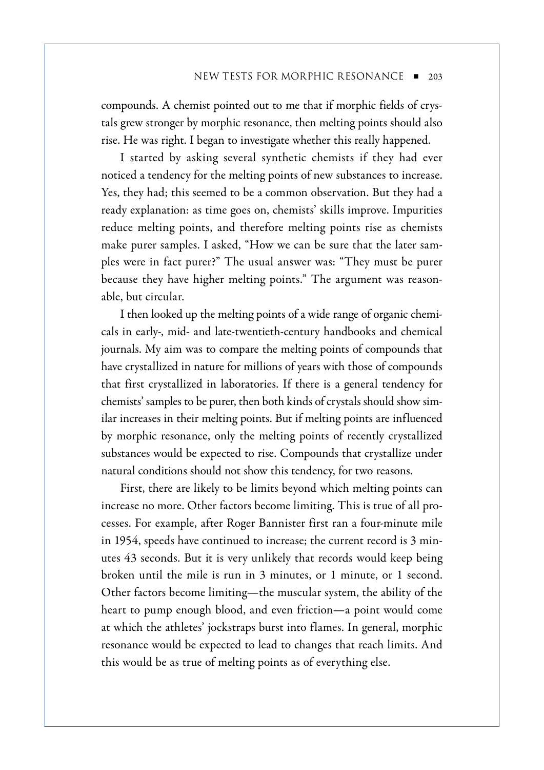compounds. A chemist pointed out to me that if morphic fields of crystals grew stronger by morphic resonance, then melting points should also rise. He was right. I began to investigate whether this really happened.

I started by asking several synthetic chemists if they had ever noticed a tendency for the melting points of new substances to increase. Yes, they had; this seemed to be a common observation. But they had a ready explanation: as time goes on, chemists' skills improve. Impurities reduce melting points, and therefore melting points rise as chemists make purer samples. I asked, "How we can be sure that the later samples were in fact purer?" The usual answer was: "They must be purer because they have higher melting points." The argument was reasonable, but circular.

I then looked up the melting points of a wide range of organic chemicals in early-, mid- and late-twentieth-century handbooks and chemical journals. My aim was to compare the melting points of compounds that have crystallized in nature for millions of years with those of compounds that first crystallized in laboratories. If there is a general tendency for chemists' samples to be purer, then both kinds of crystals should show similar increases in their melting points. But if melting points are influenced by morphic resonance, only the melting points of recently crystallized substances would be expected to rise. Compounds that crystallize under natural conditions should not show this tendency, for two reasons.

First, there are likely to be limits beyond which melting points can increase no more. Other factors become limiting. This is true of all processes. For example, after Roger Bannister first ran a four-minute mile in 1954, speeds have continued to increase; the current record is 3 minutes 43 seconds. But it is very unlikely that records would keep being broken until the mile is run in 3 minutes, or 1 minute, or 1 second. Other factors become limiting—the muscular system, the ability of the heart to pump enough blood, and even friction—a point would come at which the athletes' jockstraps burst into flames. In general, morphic resonance would be expected to lead to changes that reach limits. And this would be as true of melting points as of everything else.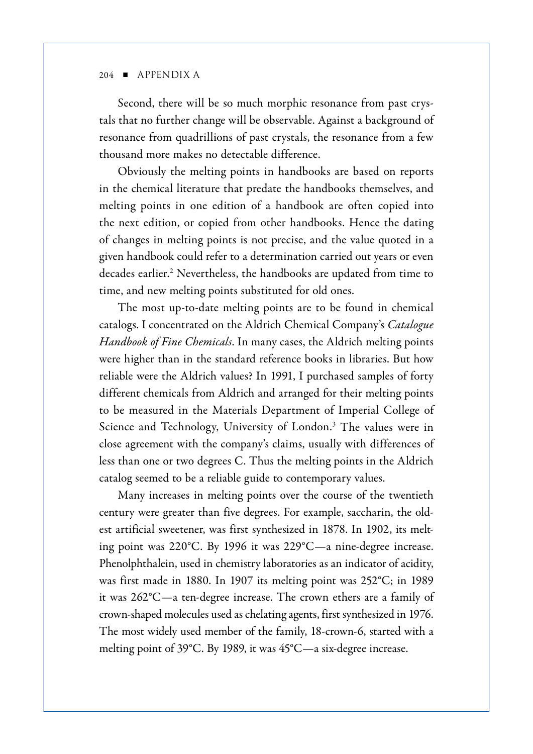Second, there will be so much morphic resonance from past crystals that no further change will be observable. Against a background of resonance from quadrillions of past crystals, the resonance from a few thousand more makes no detectable difference.

Obviously the melting points in handbooks are based on reports in the chemical literature that predate the handbooks themselves, and melting points in one edition of a handbook are often copied into the next edition, or copied from other handbooks. Hence the dating of changes in melting points is not precise, and the value quoted in a given handbook could refer to a determination carried out years or even decades earlier.[2] Nevertheless, the handbooks are updated from time to time, and new melting points substituted for old ones.

The most up-to-date melting points are to be found in chemical catalogs. I concentrated on the Aldrich Chemical Company's *Catalogue Handbook of Fine Chemicals*. In many cases, the Aldrich melting points were higher than in the standard reference books in libraries. But how reliable were the Aldrich values? In 1991, I purchased samples of forty different chemicals from Aldrich and arranged for their melting points to be measured in the Materials Department of Imperial College of Science and Technology, University of London.[3] The values were in close agreement with the company's claims, usually with differences of less than one or two degrees C. Thus the melting points in the Aldrich catalog seemed to be a reliable guide to contemporary values.

Many increases in melting points over the course of the twentieth century were greater than five degrees. For example, saccharin, the oldest artificial sweetener, was first synthesized in 1878. In 1902, its melting point was 220°C. By 1996 it was 229°C—a nine-degree increase. Phenolphthalein, used in chemistry laboratories as an indicator of acidity, was first made in 1880. In 1907 its melting point was 252°C; in 1989 it was 262°C—a ten-degree increase. The crown ethers are a family of crown-shaped molecules used as chelating agents, first synthesized in 1976. The most widely used member of the family, 18-crown-6, started with a melting point of 39°C. By 1989, it was 45°C—a six-degree increase.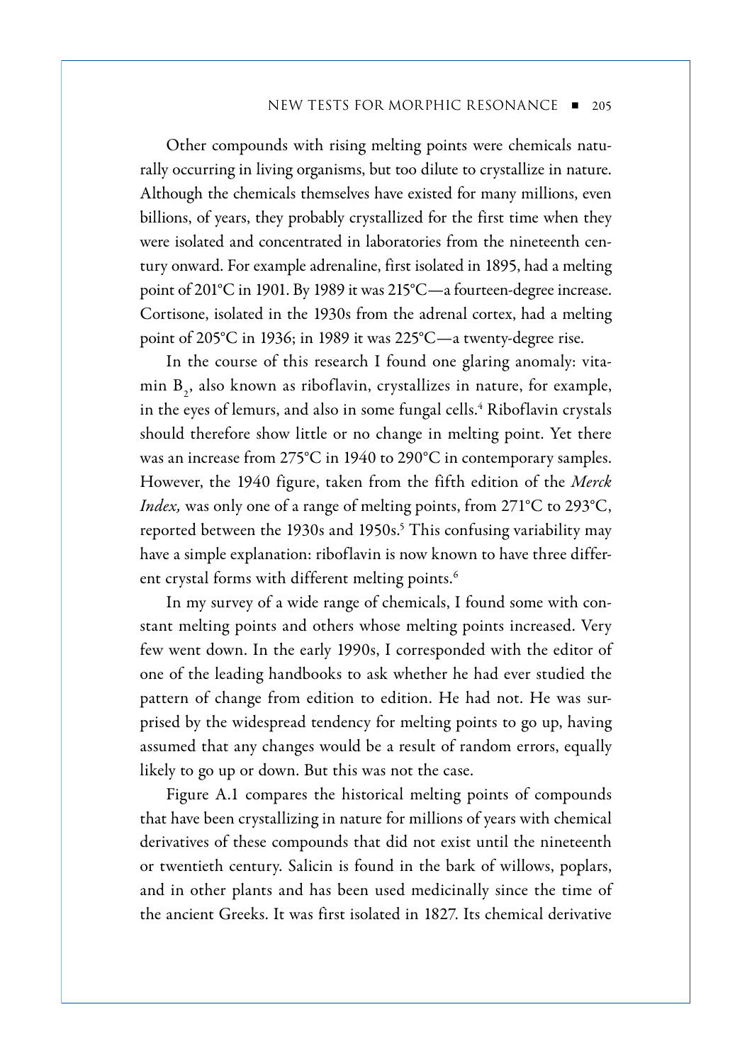Other compounds with rising melting points were chemicals naturally occurring in living organisms, but too dilute to crystallize in nature. Although the chemicals themselves have existed for many millions, even billions, of years, they probably crystallized for the first time when they were isolated and concentrated in laboratories from the nineteenth century onward. For example adrenaline, first isolated in 1895, had a melting point of 201°C in 1901. By 1989 it was 215°C—a fourteen-degree increase. Cortisone, isolated in the 1930s from the adrenal cortex, had a melting point of 205°C in 1936; in 1989 it was 225°C—a twenty-degree rise.

In the course of this research I found one glaring anomaly: vitamin $B_2$, also known as riboflavin, crystallizes in nature, for example, in the eyes of lemurs, and also in some fungal cells.[4] Riboflavin crystals should therefore show little or no change in melting point. Yet there was an increase from 275°C in 1940 to 290°C in contemporary samples. However, the 1940 figure, taken from the fifth edition of the *Merck Index,* was only one of a range of melting points, from 271°C to 293°C, reported between the 1930s and 1950s.[5] This confusing variability may have a simple explanation: riboflavin is now known to have three different crystal forms with different melting points.[6]

In my survey of a wide range of chemicals, I found some with constant melting points and others whose melting points increased. Very few went down. In the early 1990s, I corresponded with the editor of one of the leading handbooks to ask whether he had ever studied the pattern of change from edition to edition. He had not. He was surprised by the widespread tendency for melting points to go up, having assumed that any changes would be a result of random errors, equally likely to go up or down. But this was not the case.

Figure A.1 compares the historical melting points of compounds that have been crystallizing in nature for millions of years with chemical derivatives of these compounds that did not exist until the nineteenth or twentieth century. Salicin is found in the bark of willows, poplars, and in other plants and has been used medicinally since the time of the ancient Greeks. It was first isolated in 1827. Its chemical derivative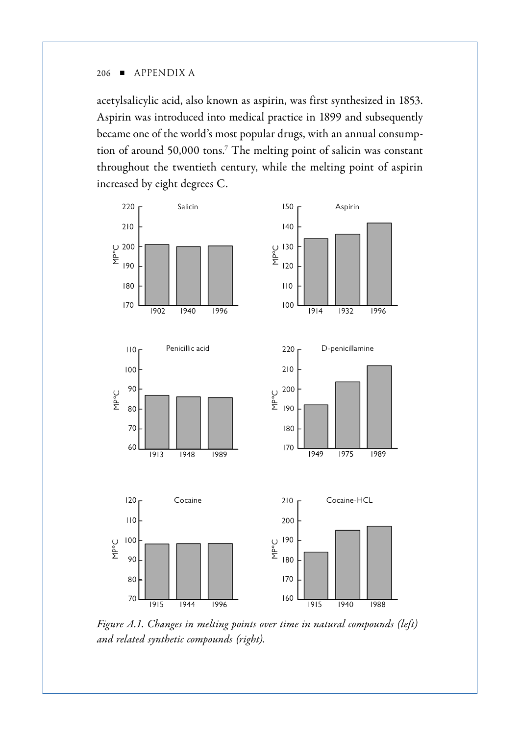acetylsalicylic acid, also known as aspirin, was first synthesized in 1853. Aspirin was introduced into medical practice in 1899 and subsequently became one of the world's most popular drugs, with an annual consumption of around 50,000 tons.[7] The melting point of salicin was constant throughout the twentieth century, while the melting point of aspirin increased by eight degrees C.

*Figure A.1. Changes in melting points over time in natural compounds (left) and related synthetic compounds (right).*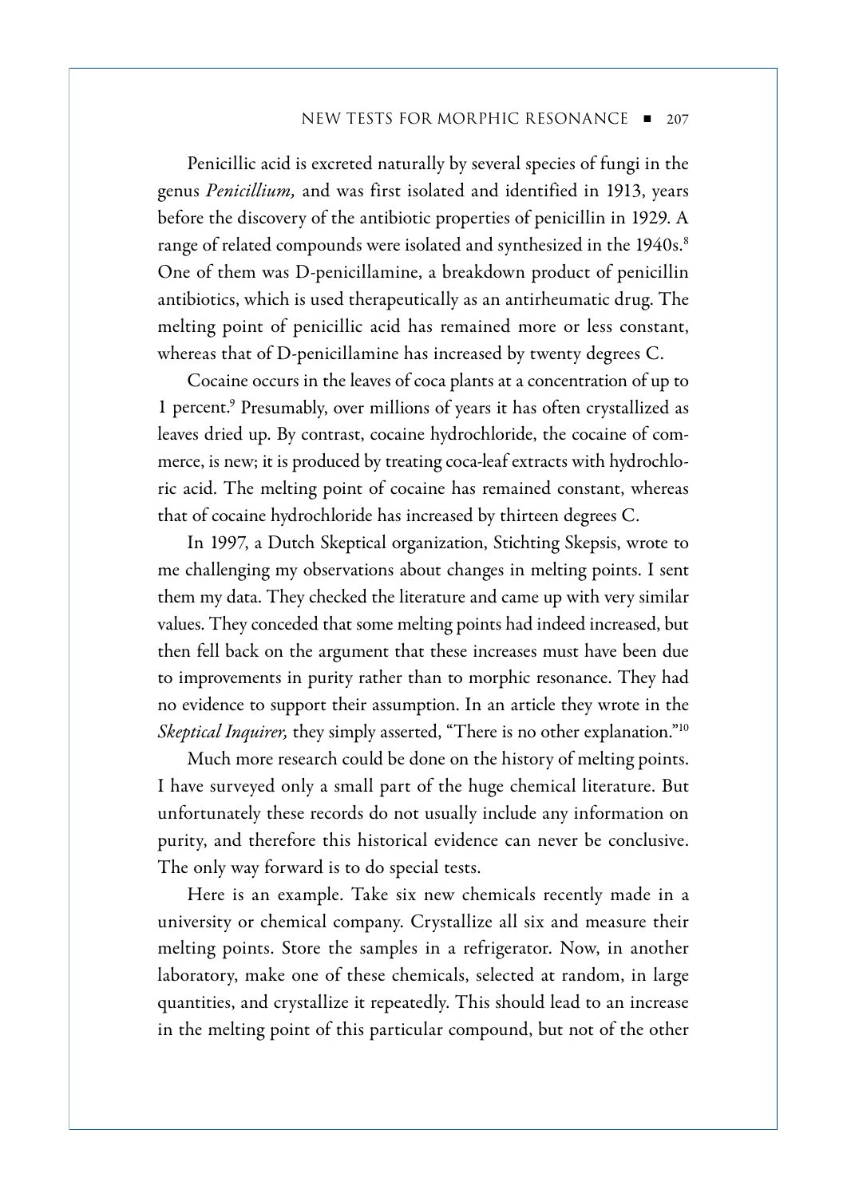Penicillic acid is excreted naturally by several species of fungi in the genus *Penicillium,* and was first isolated and identified in 1913, years before the discovery of the antibiotic properties of penicillin in 1929. A range of related compounds were isolated and synthesized in the 1940s.[8] One of them was D-penicillamine, a breakdown product of penicillin antibiotics, which is used therapeutically as an antirheumatic drug. The melting point of penicillic acid has remained more or less constant, whereas that of D-penicillamine has increased by twenty degrees C.

Cocaine occurs in the leaves of coca plants at a concentration of up to 1 percent.[9] Presumably, over millions of years it has often crystallized as leaves dried up. By contrast, cocaine hydrochloride, the cocaine of commerce, is new; it is produced by treating coca-leaf extracts with hydrochloric acid. The melting point of cocaine has remained constant, whereas that of cocaine hydrochloride has increased by thirteen degrees C.

In 1997, a Dutch Skeptical organization, Stichting Skepsis, wrote to me challenging my observations about changes in melting points. I sent them my data. They checked the literature and came up with very similar values. They conceded that some melting points had indeed increased, but then fell back on the argument that these increases must have been due to improvements in purity rather than to morphic resonance. They had no evidence to support their assumption. In an article they wrote in the *Skeptical Inquirer,* they simply asserted, "There is no other explanation."[10]

Much more research could be done on the history of melting points. I have surveyed only a small part of the huge chemical literature. But unfortunately these records do not usually include any information on purity, and therefore this historical evidence can never be conclusive. The only way forward is to do special tests.

Here is an example. Take six new chemicals recently made in a university or chemical company. Crystallize all six and measure their melting points. Store the samples in a refrigerator. Now, in another laboratory, make one of these chemicals, selected at random, in large quantities, and crystallize it repeatedly. This should lead to an increase in the melting point of this particular compound, but not of the other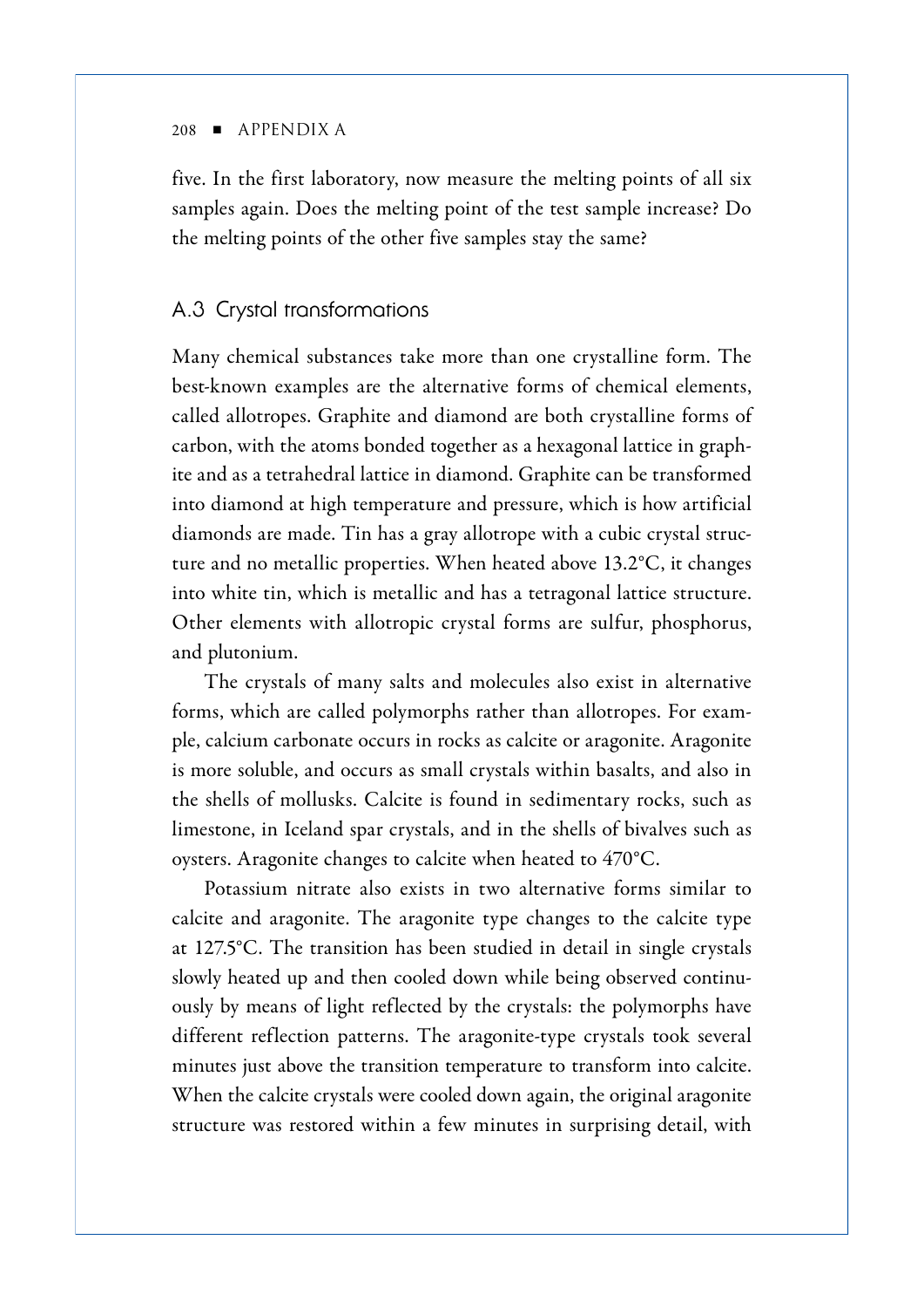five. In the first laboratory, now measure the melting points of all six samples again. Does the melting point of the test sample increase? Do the melting points of the other five samples stay the same?

## A.3 Crystal transformations

Many chemical substances take more than one crystalline form. The best-known examples are the alternative forms of chemical elements, called allotropes. Graphite and diamond are both crystalline forms of carbon, with the atoms bonded together as a hexagonal lattice in graphite and as a tetrahedral lattice in diamond. Graphite can be transformed into diamond at high temperature and pressure, which is how artificial diamonds are made. Tin has a gray allotrope with a cubic crystal structure and no metallic properties. When heated above 13.2°C, it changes into white tin, which is metallic and has a tetragonal lattice structure. Other elements with allotropic crystal forms are sulfur, phosphorus, and plutonium.

The crystals of many salts and molecules also exist in alternative forms, which are called polymorphs rather than allotropes. For example, calcium carbonate occurs in rocks as calcite or aragonite. Aragonite is more soluble, and occurs as small crystals within basalts, and also in the shells of mollusks. Calcite is found in sedimentary rocks, such as limestone, in Iceland spar crystals, and in the shells of bivalves such as oysters. Aragonite changes to calcite when heated to 470°C.

Potassium nitrate also exists in two alternative forms similar to calcite and aragonite. The aragonite type changes to the calcite type at 127.5°C. The transition has been studied in detail in single crystals slowly heated up and then cooled down while being observed continuously by means of light reflected by the crystals: the polymorphs have different reflection patterns. The aragonite-type crystals took several minutes just above the transition temperature to transform into calcite. When the calcite crystals were cooled down again, the original aragonite structure was restored within a few minutes in surprising detail, with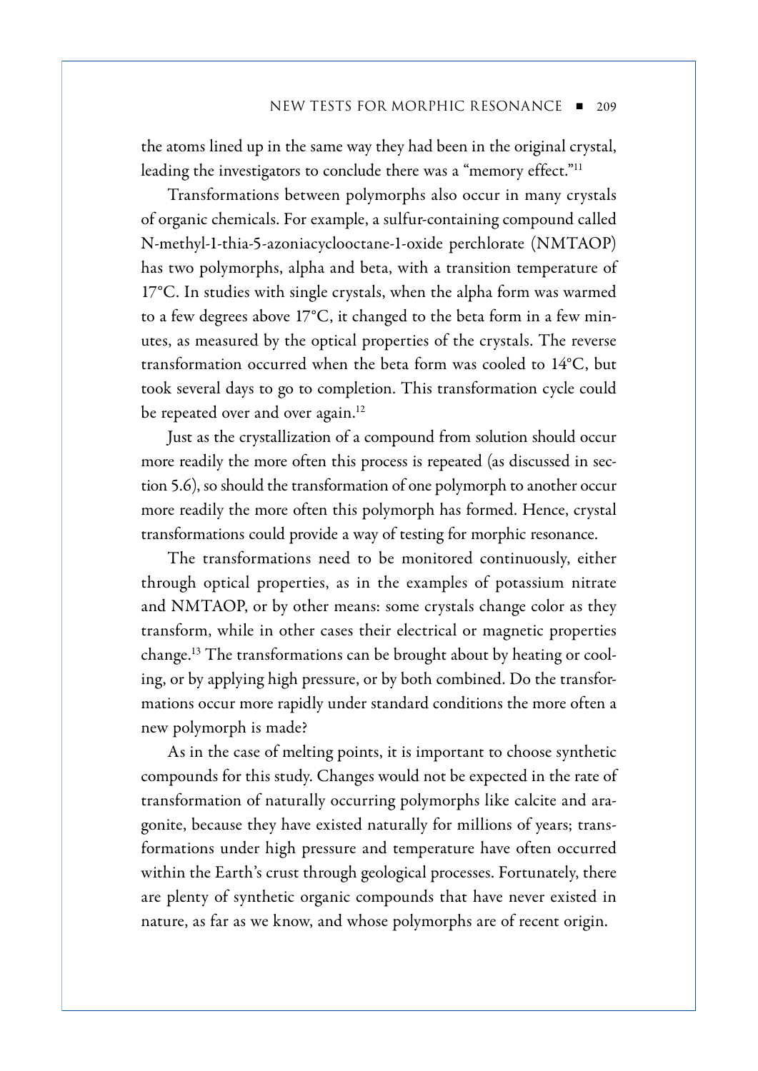the atoms lined up in the same way they had been in the original crystal, leading the investigators to conclude there was a "memory effect."[11]

Transformations between polymorphs also occur in many crystals of organic chemicals. For example, a sulfur-containing compound called N-methyl-1-thia-5-azoniacyclooctane-1-oxide perchlorate (NMTAOP) has two polymorphs, alpha and beta, with a transition temperature of 17°C. In studies with single crystals, when the alpha form was warmed to a few degrees above 17°C, it changed to the beta form in a few minutes, as measured by the optical properties of the crystals. The reverse transformation occurred when the beta form was cooled to 14°C, but took several days to go to completion. This transformation cycle could be repeated over and over again.[12]

Just as the crystallization of a compound from solution should occur more readily the more often this process is repeated (as discussed in section 5.6), so should the transformation of one polymorph to another occur more readily the more often this polymorph has formed. Hence, crystal transformations could provide a way of testing for morphic resonance.

The transformations need to be monitored continuously, either through optical properties, as in the examples of potassium nitrate and NMTAOP, or by other means: some crystals change color as they transform, while in other cases their electrical or magnetic properties change.[13] The transformations can be brought about by heating or cooling, or by applying high pressure, or by both combined. Do the transformations occur more rapidly under standard conditions the more often a new polymorph is made?

As in the case of melting points, it is important to choose synthetic compounds for this study. Changes would not be expected in the rate of transformation of naturally occurring polymorphs like calcite and aragonite, because they have existed naturally for millions of years; transformations under high pressure and temperature have often occurred within the Earth's crust through geological processes. Fortunately, there are plenty of synthetic organic compounds that have never existed in nature, as far as we know, and whose polymorphs are of recent origin.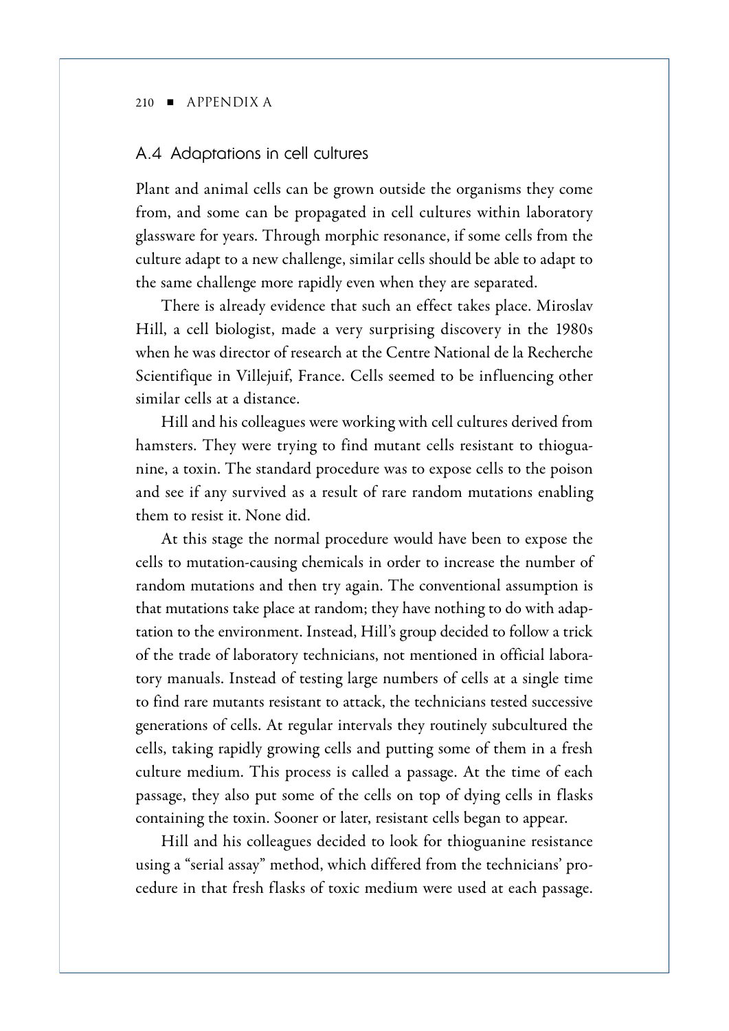## A.4 Adaptations in cell cultures

Plant and animal cells can be grown outside the organisms they come from, and some can be propagated in cell cultures within laboratory glassware for years. Through morphic resonance, if some cells from the culture adapt to a new challenge, similar cells should be able to adapt to the same challenge more rapidly even when they are separated.

There is already evidence that such an effect takes place. Miroslav Hill, a cell biologist, made a very surprising discovery in the 1980s when he was director of research at the Centre National de la Recherche Scientifique in Villejuif, France. Cells seemed to be influencing other similar cells at a distance.

Hill and his colleagues were working with cell cultures derived from hamsters. They were trying to find mutant cells resistant to thioguanine, a toxin. The standard procedure was to expose cells to the poison and see if any survived as a result of rare random mutations enabling them to resist it. None did.

At this stage the normal procedure would have been to expose the cells to mutation-causing chemicals in order to increase the number of random mutations and then try again. The conventional assumption is that mutations take place at random; they have nothing to do with adaptation to the environment. Instead, Hill's group decided to follow a trick of the trade of laboratory technicians, not mentioned in official laboratory manuals. Instead of testing large numbers of cells at a single time to find rare mutants resistant to attack, the technicians tested successive generations of cells. At regular intervals they routinely subcultured the cells, taking rapidly growing cells and putting some of them in a fresh culture medium. This process is called a passage. At the time of each passage, they also put some of the cells on top of dying cells in flasks containing the toxin. Sooner or later, resistant cells began to appear.

Hill and his colleagues decided to look for thioguanine resistance using a "serial assay" method, which differed from the technicians' procedure in that fresh flasks of toxic medium were used at each passage.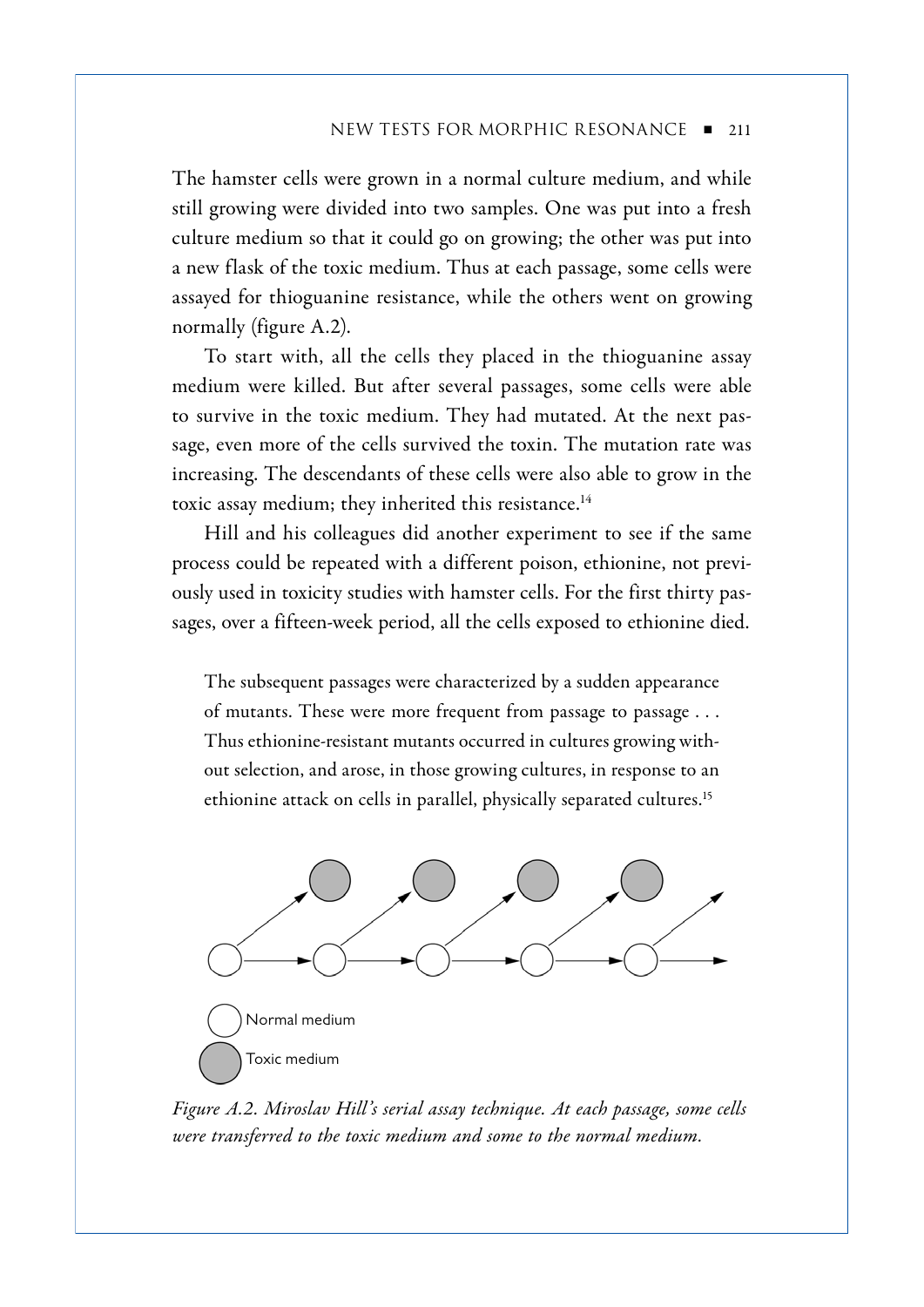The hamster cells were grown in a normal culture medium, and while still growing were divided into two samples. One was put into a fresh culture medium so that it could go on growing; the other was put into a new flask of the toxic medium. Thus at each passage, some cells were assayed for thioguanine resistance, while the others went on growing normally (figure A.2).

To start with, all the cells they placed in the thioguanine assay medium were killed. But after several passages, some cells were able to survive in the toxic medium. They had mutated. At the next passage, even more of the cells survived the toxin. The mutation rate was increasing. The descendants of these cells were also able to grow in the toxic assay medium; they inherited this resistance.[14]

Hill and his colleagues did another experiment to see if the same process could be repeated with a different poison, ethionine, not previously used in toxicity studies with hamster cells. For the first thirty passages, over a fifteen-week period, all the cells exposed to ethionine died.

> The subsequent passages were characterized by a sudden appearance of mutants. These were more frequent from passage to passage . . . Thus ethionine-resistant mutants occurred in cultures growing without selection, and arose, in those growing cultures, in response to an ethionine attack on cells in parallel, physically separated cultures.[15]

Normal medium

Toxic medium

*Figure A.2. Miroslav Hill's serial assay technique. At each passage, some cells were transferred to the toxic medium and some to the normal medium.*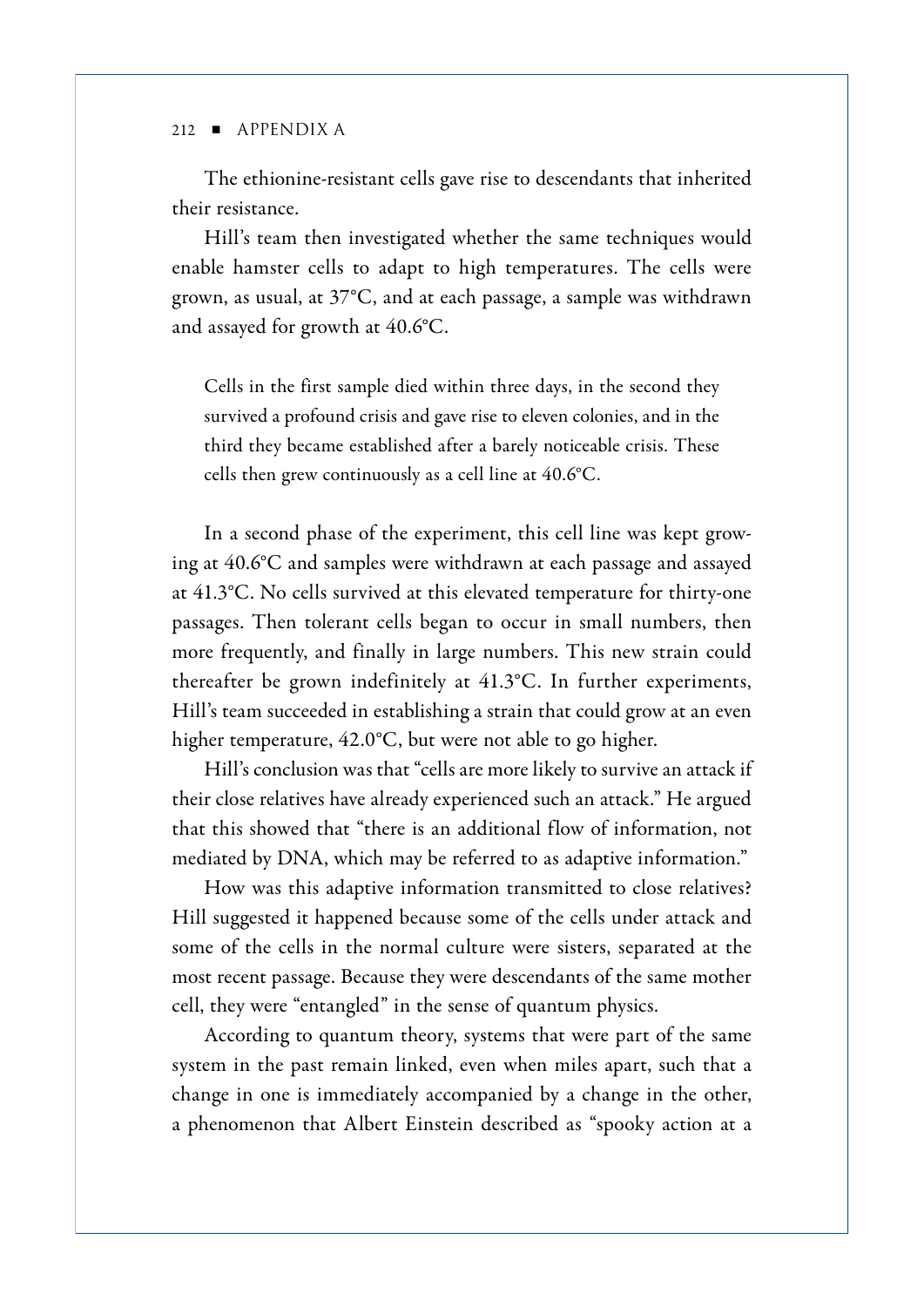The ethionine-resistant cells gave rise to descendants that inherited their resistance.

Hill's team then investigated whether the same techniques would enable hamster cells to adapt to high temperatures. The cells were grown, as usual, at 37°C, and at each passage, a sample was withdrawn and assayed for growth at 40.6°C.

> Cells in the first sample died within three days, in the second they survived a profound crisis and gave rise to eleven colonies, and in the third they became established after a barely noticeable crisis. These cells then grew continuously as a cell line at 40.6°C.

In a second phase of the experiment, this cell line was kept growing at 40.6°C and samples were withdrawn at each passage and assayed at 41.3°C. No cells survived at this elevated temperature for thirty-one passages. Then tolerant cells began to occur in small numbers, then more frequently, and finally in large numbers. This new strain could thereafter be grown indefinitely at 41.3°C. In further experiments, Hill's team succeeded in establishing a strain that could grow at an even higher temperature, 42.0°C, but were not able to go higher.

Hill's conclusion was that "cells are more likely to survive an attack if their close relatives have already experienced such an attack." He argued that this showed that "there is an additional flow of information, not mediated by DNA, which may be referred to as adaptive information."

How was this adaptive information transmitted to close relatives? Hill suggested it happened because some of the cells under attack and some of the cells in the normal culture were sisters, separated at the most recent passage. Because they were descendants of the same mother cell, they were "entangled" in the sense of quantum physics.

According to quantum theory, systems that were part of the same system in the past remain linked, even when miles apart, such that a change in one is immediately accompanied by a change in the other, a phenomenon that Albert Einstein described as "spooky action at a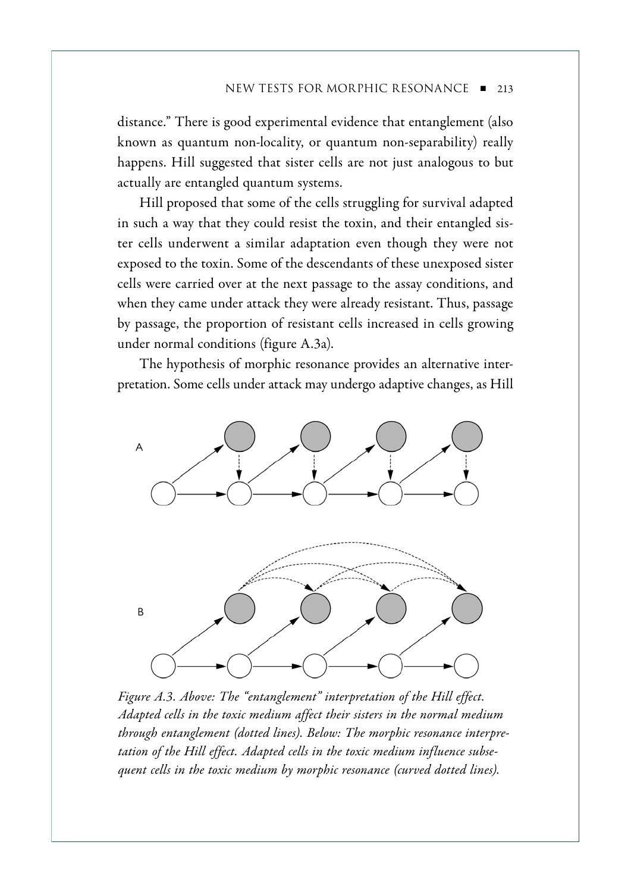distance." There is good experimental evidence that entanglement (also known as quantum non-locality, or quantum non-separability) really happens. Hill suggested that sister cells are not just analogous to but actually are entangled quantum systems.

Hill proposed that some of the cells struggling for survival adapted in such a way that they could resist the toxin, and their entangled sister cells underwent a similar adaptation even though they were not exposed to the toxin. Some of the descendants of these unexposed sister cells were carried over at the next passage to the assay conditions, and when they came under attack they were already resistant. Thus, passage by passage, the proportion of resistant cells increased in cells growing under normal conditions (figure A.3a).

The hypothesis of morphic resonance provides an alternative interpretation. Some cells under attack may undergo adaptive changes, as Hill

*Figure A.3. Above: The "entanglement" interpretation of the Hill effect. Adapted cells in the toxic medium affect their sisters in the normal medium through entanglement (dotted lines). Below: The morphic resonance interpretation of the Hill effect. Adapted cells in the toxic medium influence subsequent cells in the toxic medium by morphic resonance (curved dotted lines).*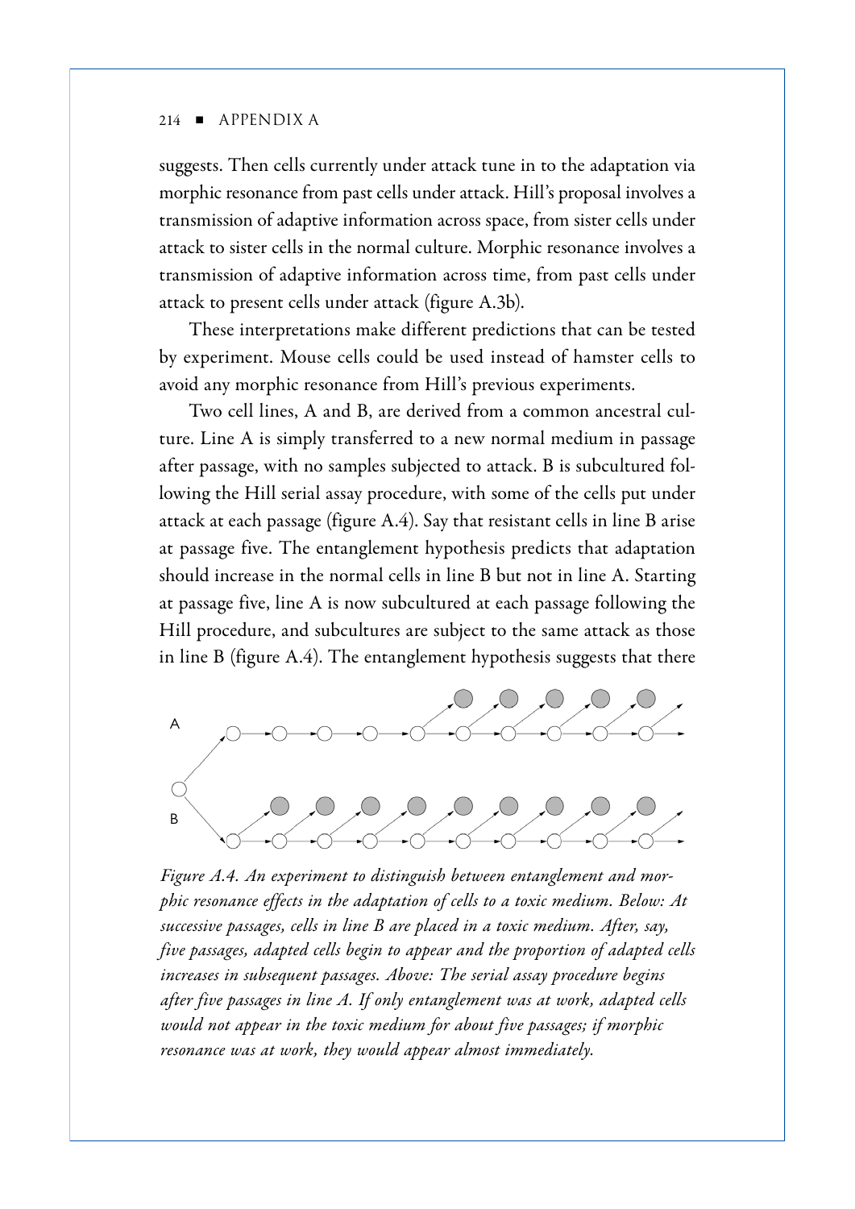suggests. Then cells currently under attack tune in to the adaptation via morphic resonance from past cells under attack. Hill's proposal involves a transmission of adaptive information across space, from sister cells under attack to sister cells in the normal culture. Morphic resonance involves a transmission of adaptive information across time, from past cells under attack to present cells under attack (figure A.3b).

These interpretations make different predictions that can be tested by experiment. Mouse cells could be used instead of hamster cells to avoid any morphic resonance from Hill's previous experiments.

Two cell lines, A and B, are derived from a common ancestral culture. Line A is simply transferred to a new normal medium in passage after passage, with no samples subjected to attack. B is subcultured following the Hill serial assay procedure, with some of the cells put under attack at each passage (figure A.4). Say that resistant cells in line B arise at passage five. The entanglement hypothesis predicts that adaptation should increase in the normal cells in line B but not in line A. Starting at passage five, line A is now subcultured at each passage following the Hill procedure, and subcultures are subject to the same attack as those in line B (figure A.4). The entanglement hypothesis suggests that there

*Figure A.4. An experiment to distinguish between entanglement and morphic resonance effects in the adaptation of cells to a toxic medium. Below: At successive passages, cells in line B are placed in a toxic medium. After, say, five passages, adapted cells begin to appear and the proportion of adapted cells increases in subsequent passages. Above: The serial assay procedure begins after five passages in line A. If only entanglement was at work, adapted cells would not appear in the toxic medium for about five passages; if morphic resonance was at work, they would appear almost immediately.*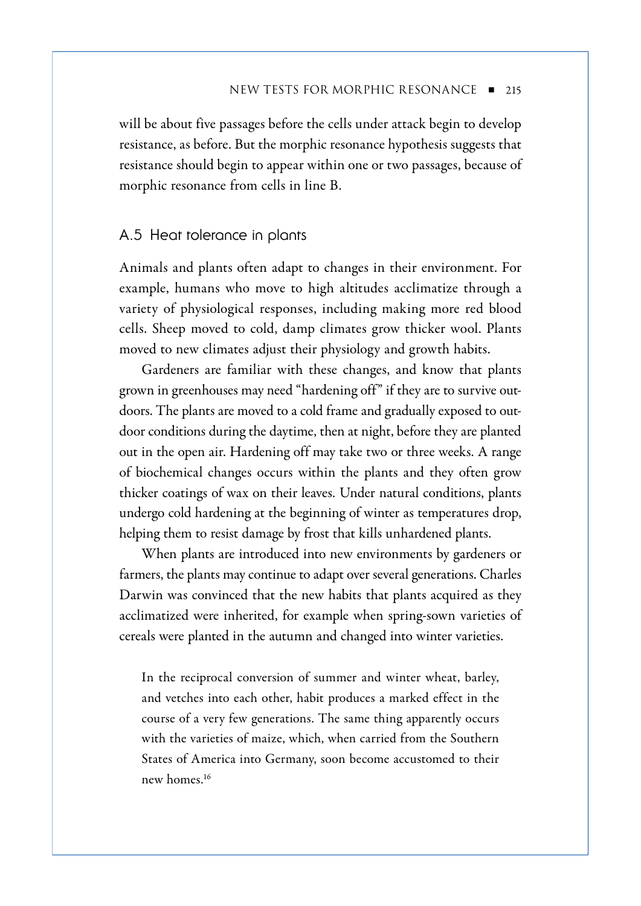will be about five passages before the cells under attack begin to develop resistance, as before. But the morphic resonance hypothesis suggests that resistance should begin to appear within one or two passages, because of morphic resonance from cells in line B.

### A.5 Heat tolerance in plants

Animals and plants often adapt to changes in their environment. For example, humans who move to high altitudes acclimatize through a variety of physiological responses, including making more red blood cells. Sheep moved to cold, damp climates grow thicker wool. Plants moved to new climates adjust their physiology and growth habits.

Gardeners are familiar with these changes, and know that plants grown in greenhouses may need "hardening off" if they are to survive outdoors. The plants are moved to a cold frame and gradually exposed to outdoor conditions during the daytime, then at night, before they are planted out in the open air. Hardening off may take two or three weeks. A range of biochemical changes occurs within the plants and they often grow thicker coatings of wax on their leaves. Under natural conditions, plants undergo cold hardening at the beginning of winter as temperatures drop, helping them to resist damage by frost that kills unhardened plants.

When plants are introduced into new environments by gardeners or farmers, the plants may continue to adapt over several generations. Charles Darwin was convinced that the new habits that plants acquired as they acclimatized were inherited, for example when spring-sown varieties of cereals were planted in the autumn and changed into winter varieties.

> In the reciprocal conversion of summer and winter wheat, barley, and vetches into each other, habit produces a marked effect in the course of a very few generations. The same thing apparently occurs with the varieties of maize, which, when carried from the Southern States of America into Germany, soon become accustomed to their new homes.[16]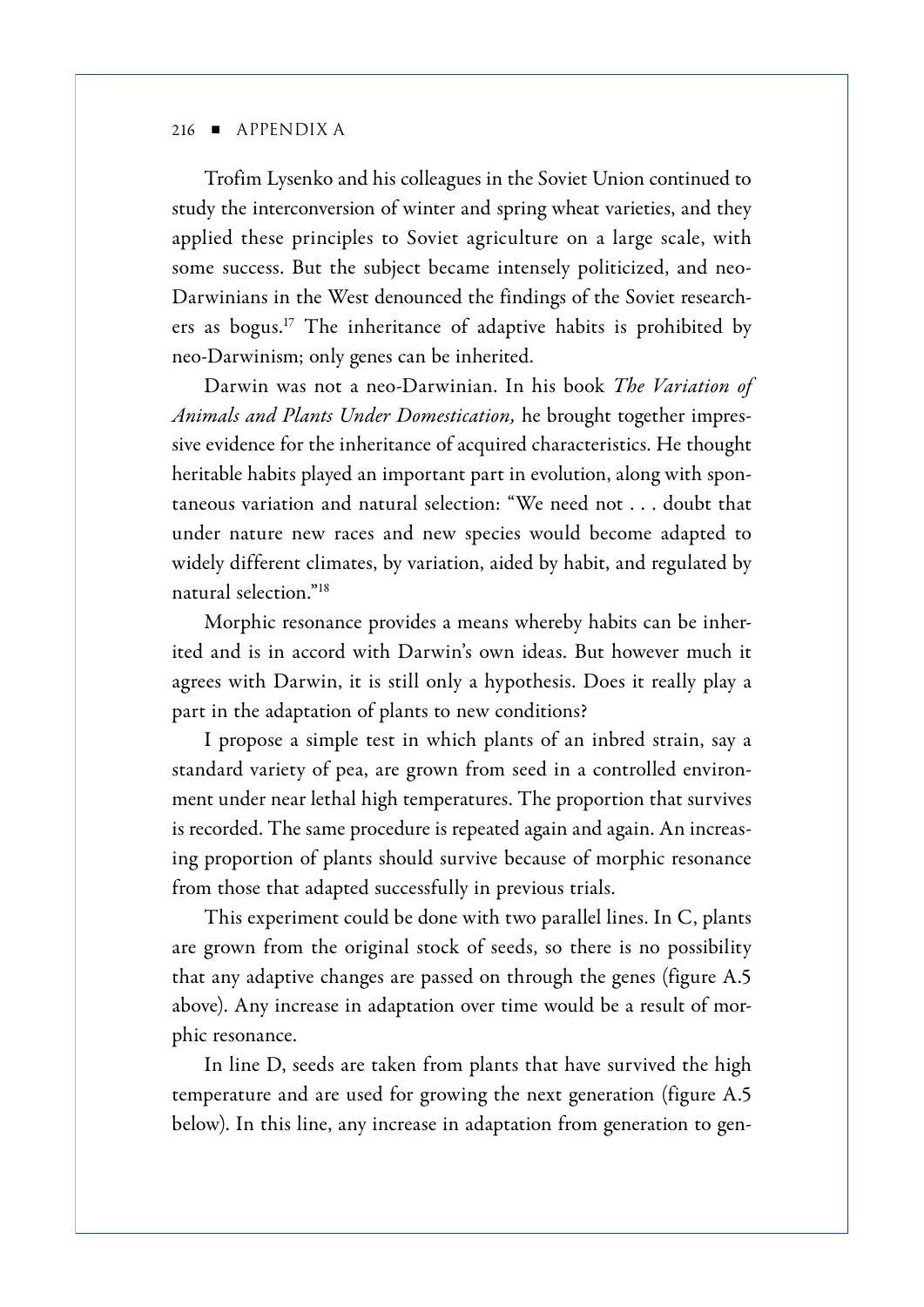Trofim Lysenko and his colleagues in the Soviet Union continued to study the interconversion of winter and spring wheat varieties, and they applied these principles to Soviet agriculture on a large scale, with some success. But the subject became intensely politicized, and neo-Darwinians in the West denounced the findings of the Soviet researchers as bogus.[17] The inheritance of adaptive habits is prohibited by neo-Darwinism; only genes can be inherited.

Darwin was not a neo-Darwinian. In his book *The Variation of Animals and Plants Under Domestication,* he brought together impressive evidence for the inheritance of acquired characteristics. He thought heritable habits played an important part in evolution, along with spontaneous variation and natural selection: "We need not . . . doubt that under nature new races and new species would become adapted to widely different climates, by variation, aided by habit, and regulated by natural selection."[18]

Morphic resonance provides a means whereby habits can be inherited and is in accord with Darwin's own ideas. But however much it agrees with Darwin, it is still only a hypothesis. Does it really play a part in the adaptation of plants to new conditions?

I propose a simple test in which plants of an inbred strain, say a standard variety of pea, are grown from seed in a controlled environment under near lethal high temperatures. The proportion that survives is recorded. The same procedure is repeated again and again. An increasing proportion of plants should survive because of morphic resonance from those that adapted successfully in previous trials.

This experiment could be done with two parallel lines. In C, plants are grown from the original stock of seeds, so there is no possibility that any adaptive changes are passed on through the genes (figure A.5 above). Any increase in adaptation over time would be a result of morphic resonance.

In line D, seeds are taken from plants that have survived the high temperature and are used for growing the next generation (figure A.5 below). In this line, any increase in adaptation from generation to gen-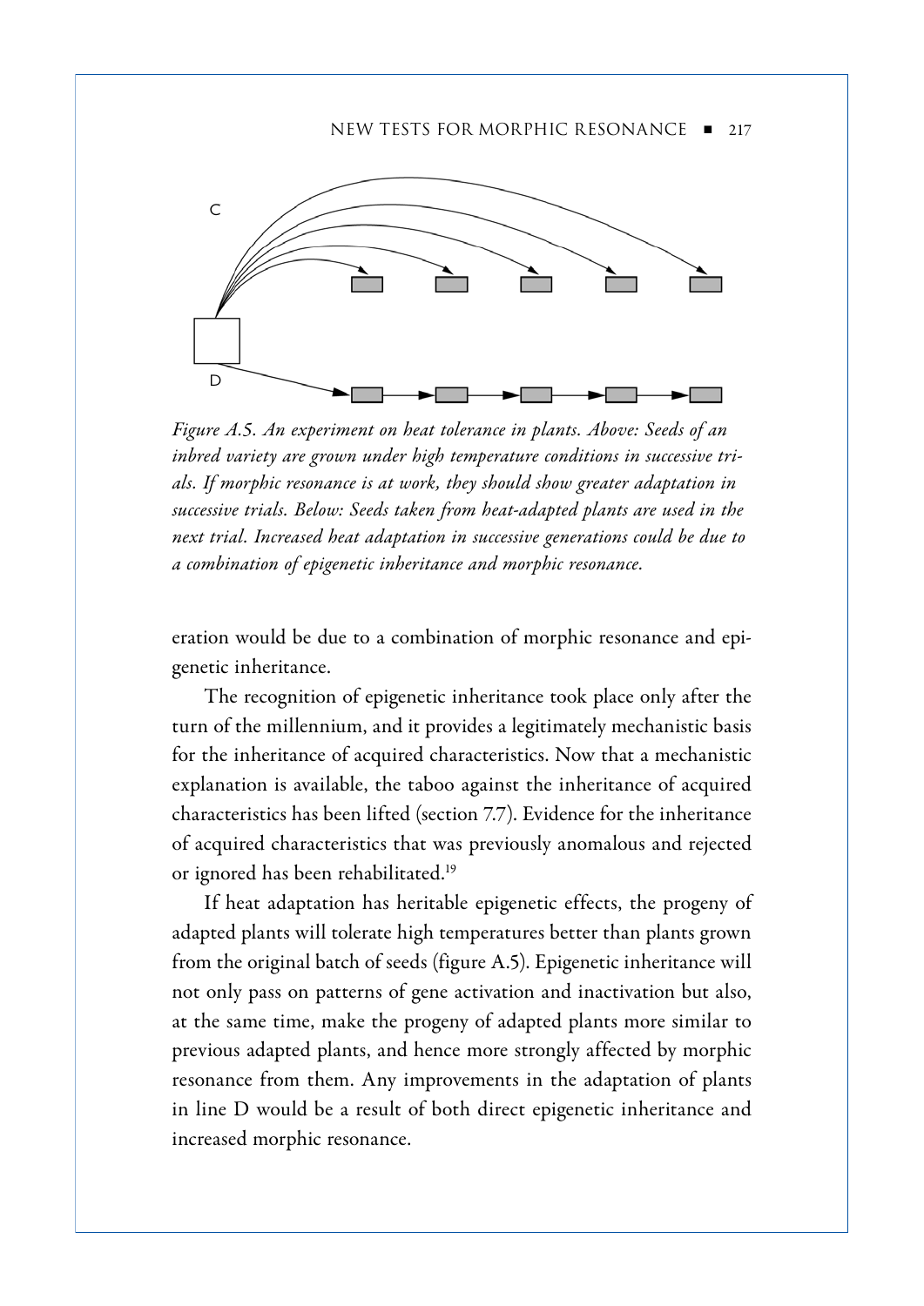*Figure A.5. An experiment on heat tolerance in plants. Above: Seeds of an inbred variety are grown under high temperature conditions in successive trials. If morphic resonance is at work, they should show greater adaptation in successive trials. Below: Seeds taken from heat-adapted plants are used in the next trial. Increased heat adaptation in successive generations could be due to a combination of epigenetic inheritance and morphic resonance.*

eration would be due to a combination of morphic resonance and epigenetic inheritance.

The recognition of epigenetic inheritance took place only after the turn of the millennium, and it provides a legitimately mechanistic basis for the inheritance of acquired characteristics. Now that a mechanistic explanation is available, the taboo against the inheritance of acquired characteristics has been lifted (section 7.7). Evidence for the inheritance of acquired characteristics that was previously anomalous and rejected or ignored has been rehabilitated.[19]

If heat adaptation has heritable epigenetic effects, the progeny of adapted plants will tolerate high temperatures better than plants grown from the original batch of seeds (figure A.5). Epigenetic inheritance will not only pass on patterns of gene activation and inactivation but also, at the same time, make the progeny of adapted plants more similar to previous adapted plants, and hence more strongly affected by morphic resonance from them. Any improvements in the adaptation of plants in line D would be a result of both direct epigenetic inheritance and increased morphic resonance.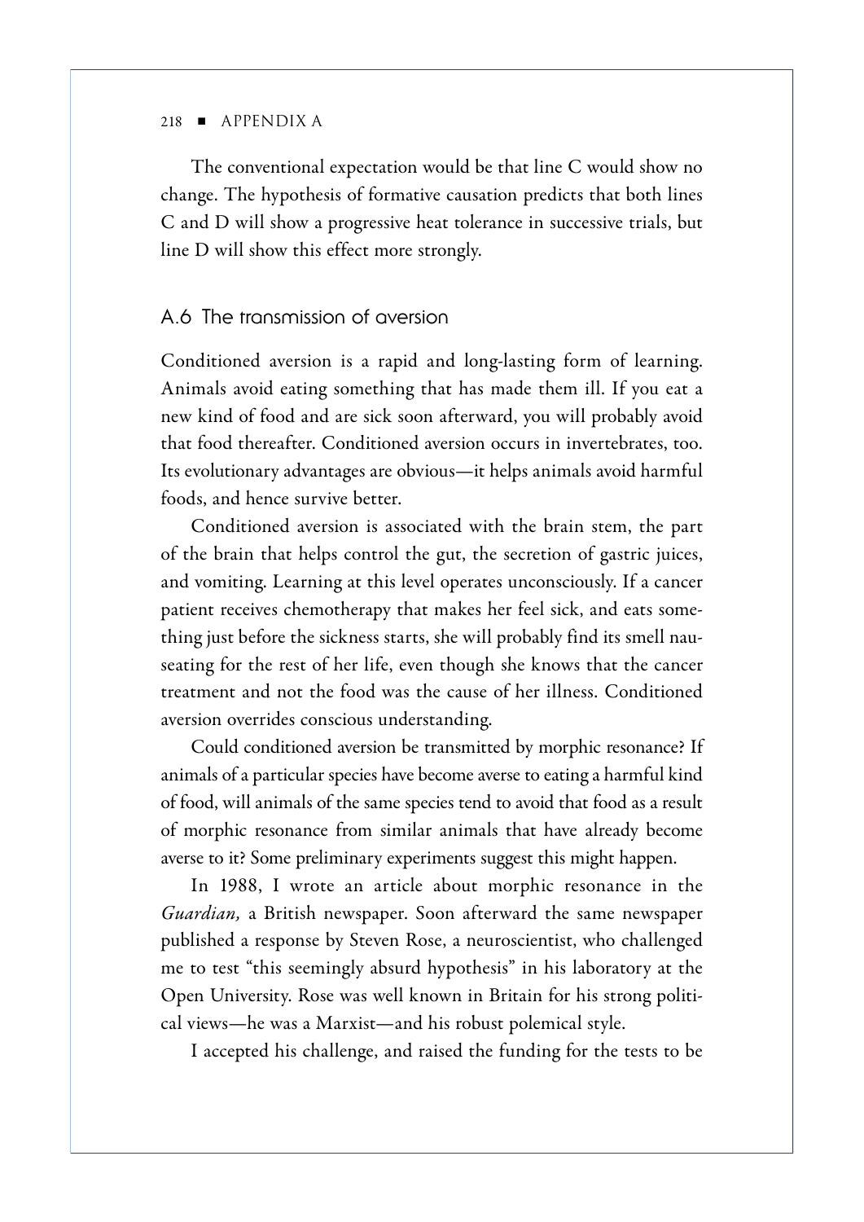The conventional expectation would be that line C would show no change. The hypothesis of formative causation predicts that both lines C and D will show a progressive heat tolerance in successive trials, but line D will show this effect more strongly.

## A.6 The transmission of aversion

Conditioned aversion is a rapid and long-lasting form of learning. Animals avoid eating something that has made them ill. If you eat a new kind of food and are sick soon afterward, you will probably avoid that food thereafter. Conditioned aversion occurs in invertebrates, too. Its evolutionary advantages are obvious—it helps animals avoid harmful foods, and hence survive better.

Conditioned aversion is associated with the brain stem, the part of the brain that helps control the gut, the secretion of gastric juices, and vomiting. Learning at this level operates unconsciously. If a cancer patient receives chemotherapy that makes her feel sick, and eats something just before the sickness starts, she will probably find its smell nauseating for the rest of her life, even though she knows that the cancer treatment and not the food was the cause of her illness. Conditioned aversion overrides conscious understanding.

Could conditioned aversion be transmitted by morphic resonance? If animals of a particular species have become averse to eating a harmful kind of food, will animals of the same species tend to avoid that food as a result of morphic resonance from similar animals that have already become averse to it? Some preliminary experiments suggest this might happen.

In 1988, I wrote an article about morphic resonance in the *Guardian,* a British newspaper. Soon afterward the same newspaper published a response by Steven Rose, a neuroscientist, who challenged me to test "this seemingly absurd hypothesis" in his laboratory at the Open University. Rose was well known in Britain for his strong political views—he was a Marxist—and his robust polemical style.

I accepted his challenge, and raised the funding for the tests to be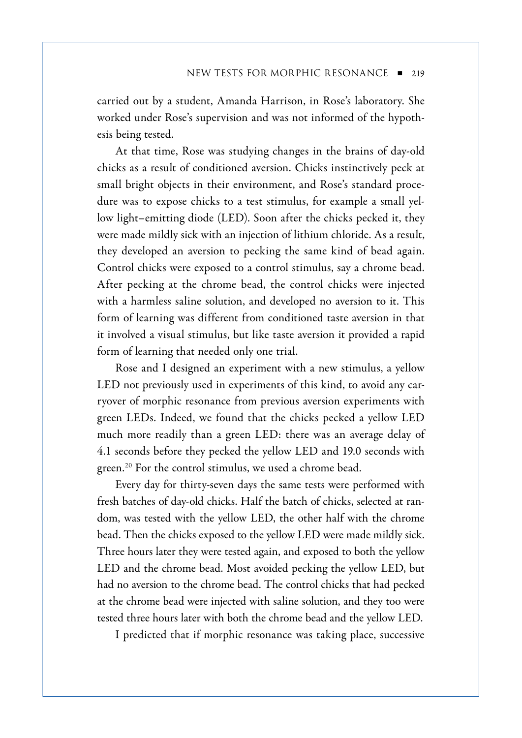carried out by a student, Amanda Harrison, in Rose's laboratory. She worked under Rose's supervision and was not informed of the hypothesis being tested.

At that time, Rose was studying changes in the brains of day-old chicks as a result of conditioned aversion. Chicks instinctively peck at small bright objects in their environment, and Rose's standard procedure was to expose chicks to a test stimulus, for example a small yellow light–emitting diode (LED). Soon after the chicks pecked it, they were made mildly sick with an injection of lithium chloride. As a result, they developed an aversion to pecking the same kind of bead again. Control chicks were exposed to a control stimulus, say a chrome bead. After pecking at the chrome bead, the control chicks were injected with a harmless saline solution, and developed no aversion to it. This form of learning was different from conditioned taste aversion in that it involved a visual stimulus, but like taste aversion it provided a rapid form of learning that needed only one trial.

Rose and I designed an experiment with a new stimulus, a yellow LED not previously used in experiments of this kind, to avoid any carryover of morphic resonance from previous aversion experiments with green LEDs. Indeed, we found that the chicks pecked a yellow LED much more readily than a green LED: there was an average delay of 4.1 seconds before they pecked the yellow LED and 19.0 seconds with green.[20] For the control stimulus, we used a chrome bead.

Every day for thirty-seven days the same tests were performed with fresh batches of day-old chicks. Half the batch of chicks, selected at random, was tested with the yellow LED, the other half with the chrome bead. Then the chicks exposed to the yellow LED were made mildly sick. Three hours later they were tested again, and exposed to both the yellow LED and the chrome bead. Most avoided pecking the yellow LED, but had no aversion to the chrome bead. The control chicks that had pecked at the chrome bead were injected with saline solution, and they too were tested three hours later with both the chrome bead and the yellow LED.

I predicted that if morphic resonance was taking place, successive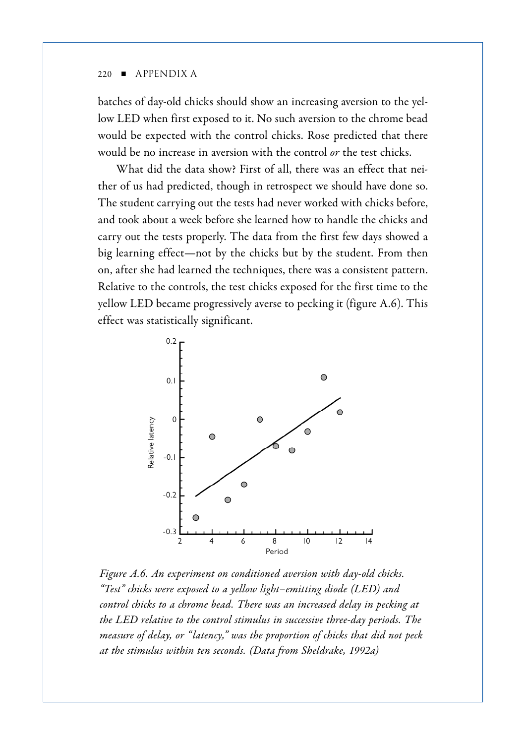batches of day-old chicks should show an increasing aversion to the yellow LED when first exposed to it. No such aversion to the chrome bead would be expected with the control chicks. Rose predicted that there would be no increase in aversion with the control *or* the test chicks.

What did the data show? First of all, there was an effect that neither of us had predicted, though in retrospect we should have done so. The student carrying out the tests had never worked with chicks before, and took about a week before she learned how to handle the chicks and carry out the tests properly. The data from the first few days showed a big learning effect—not by the chicks but by the student. From then on, after she had learned the techniques, there was a consistent pattern. Relative to the controls, the test chicks exposed for the first time to the yellow LED became progressively averse to pecking it (figure A.6). This effect was statistically significant.

*Figure A.6. An experiment on conditioned aversion with day-old chicks. "Test" chicks were exposed to a yellow light–emitting diode (LED) and control chicks to a chrome bead. There was an increased delay in pecking at the LED relative to the control stimulus in successive three-day periods. The measure of delay, or "latency," was the proportion of chicks that did not peck at the stimulus within ten seconds. (Data from Sheldrake, 1992a)*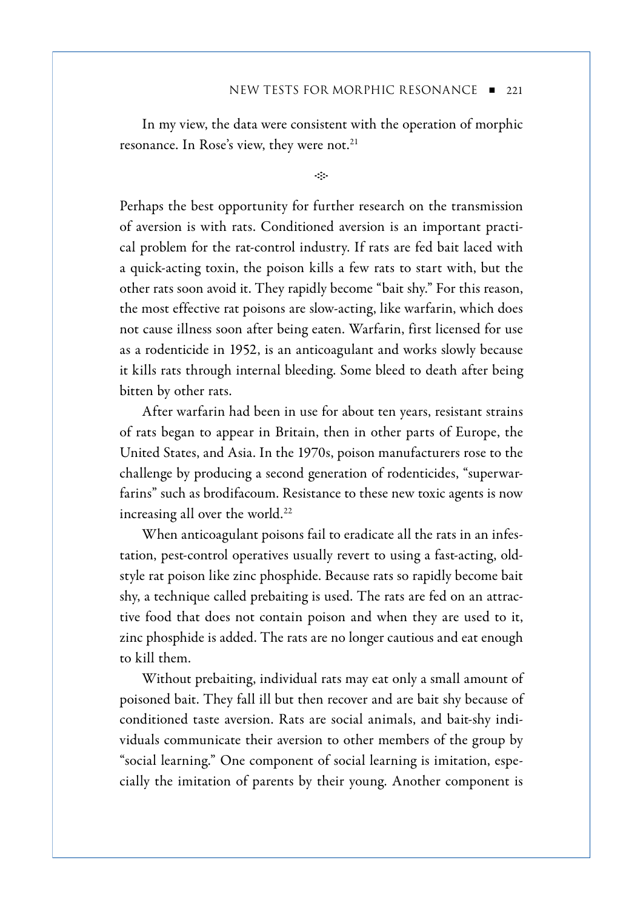In my view, the data were consistent with the operation of morphic resonance. In Rose's view, they were not.[21]

---

Perhaps the best opportunity for further research on the transmission of aversion is with rats. Conditioned aversion is an important practical problem for the rat-control industry. If rats are fed bait laced with a quick-acting toxin, the poison kills a few rats to start with, but the other rats soon avoid it. They rapidly become "bait shy." For this reason, the most effective rat poisons are slow-acting, like warfarin, which does not cause illness soon after being eaten. Warfarin, first licensed for use as a rodenticide in 1952, is an anticoagulant and works slowly because it kills rats through internal bleeding. Some bleed to death after being bitten by other rats.

After warfarin had been in use for about ten years, resistant strains of rats began to appear in Britain, then in other parts of Europe, the United States, and Asia. In the 1970s, poison manufacturers rose to the challenge by producing a second generation of rodenticides, "superwarfarins" such as brodifacoum. Resistance to these new toxic agents is now increasing all over the world.[22]

When anticoagulant poisons fail to eradicate all the rats in an infestation, pest-control operatives usually revert to using a fast-acting, old-style rat poison like zinc phosphide. Because rats so rapidly become bait shy, a technique called prebaiting is used. The rats are fed on an attractive food that does not contain poison and when they are used to it, zinc phosphide is added. The rats are no longer cautious and eat enough to kill them.

Without prebaiting, individual rats may eat only a small amount of poisoned bait. They fall ill but then recover and are bait shy because of conditioned taste aversion. Rats are social animals, and bait-shy individuals communicate their aversion to other members of the group by "social learning." One component of social learning is imitation, especially the imitation of parents by their young. Another component is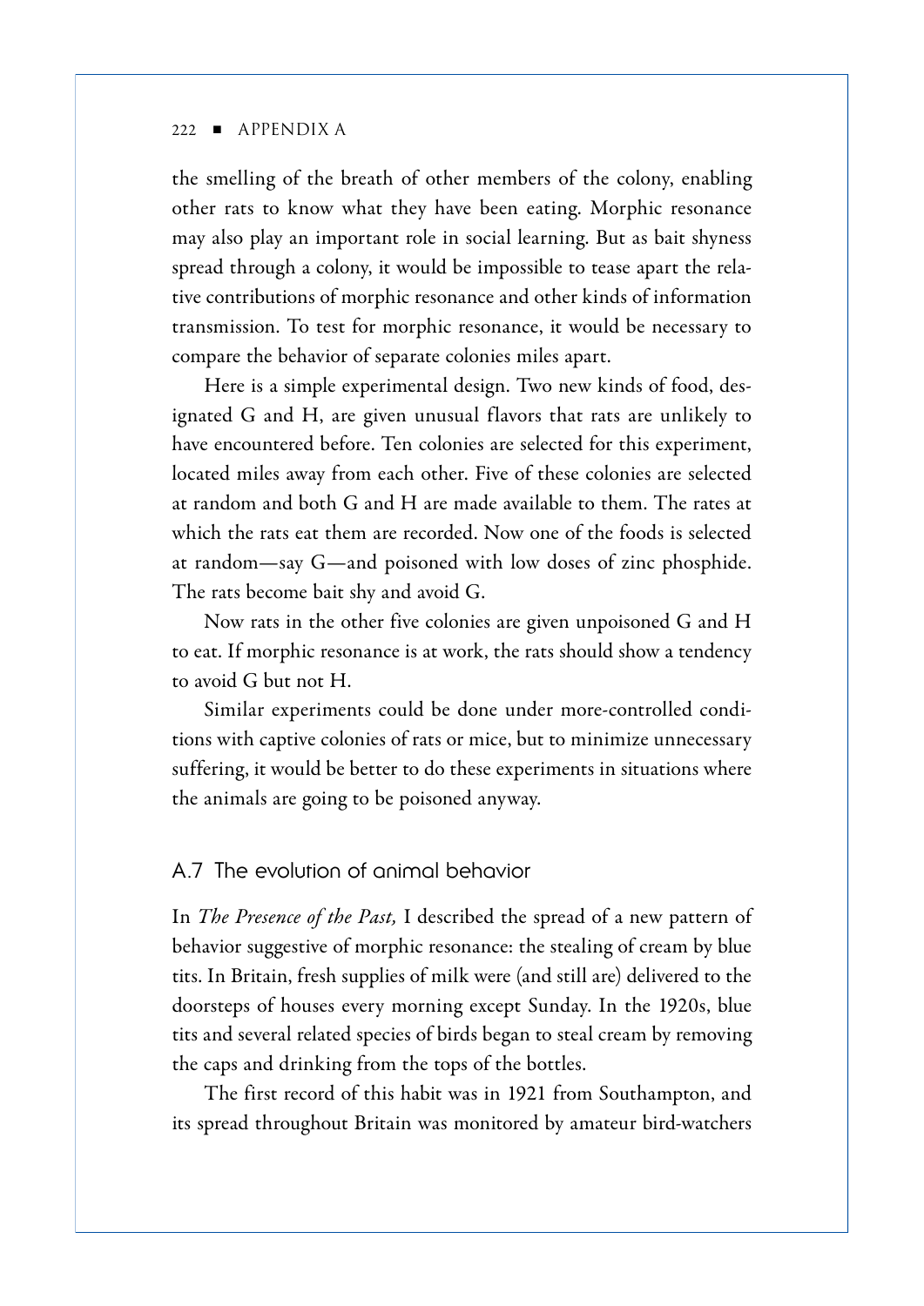the smelling of the breath of other members of the colony, enabling other rats to know what they have been eating. Morphic resonance may also play an important role in social learning. But as bait shyness spread through a colony, it would be impossible to tease apart the relative contributions of morphic resonance and other kinds of information transmission. To test for morphic resonance, it would be necessary to compare the behavior of separate colonies miles apart.

Here is a simple experimental design. Two new kinds of food, designated G and H, are given unusual flavors that rats are unlikely to have encountered before. Ten colonies are selected for this experiment, located miles away from each other. Five of these colonies are selected at random and both G and H are made available to them. The rates at which the rats eat them are recorded. Now one of the foods is selected at random—say G—and poisoned with low doses of zinc phosphide. The rats become bait shy and avoid G.

Now rats in the other five colonies are given unpoisoned G and H to eat. If morphic resonance is at work, the rats should show a tendency to avoid G but not H.

Similar experiments could be done under more-controlled conditions with captive colonies of rats or mice, but to minimize unnecessary suffering, it would be better to do these experiments in situations where the animals are going to be poisoned anyway.

## A.7 The evolution of animal behavior

In *The Presence of the Past,* I described the spread of a new pattern of behavior suggestive of morphic resonance: the stealing of cream by blue tits. In Britain, fresh supplies of milk were (and still are) delivered to the doorsteps of houses every morning except Sunday. In the 1920s, blue tits and several related species of birds began to steal cream by removing the caps and drinking from the tops of the bottles.

The first record of this habit was in 1921 from Southampton, and its spread throughout Britain was monitored by amateur bird-watchers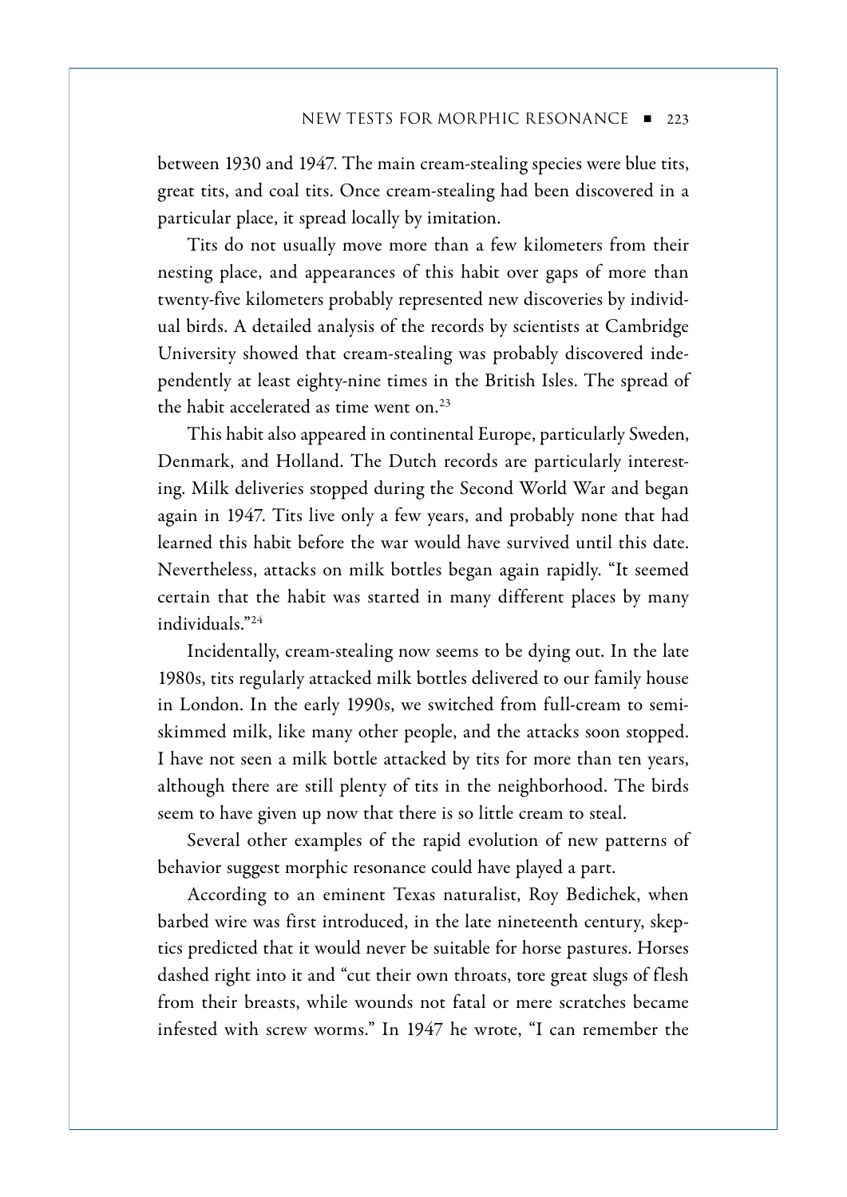between 1930 and 1947. The main cream-stealing species were blue tits, great tits, and coal tits. Once cream-stealing had been discovered in a particular place, it spread locally by imitation.

Tits do not usually move more than a few kilometers from their nesting place, and appearances of this habit over gaps of more than twenty-five kilometers probably represented new discoveries by individual birds. A detailed analysis of the records by scientists at Cambridge University showed that cream-stealing was probably discovered independently at least eighty-nine times in the British Isles. The spread of the habit accelerated as time went on.[23]

This habit also appeared in continental Europe, particularly Sweden, Denmark, and Holland. The Dutch records are particularly interesting. Milk deliveries stopped during the Second World War and began again in 1947. Tits live only a few years, and probably none that had learned this habit before the war would have survived until this date. Nevertheless, attacks on milk bottles began again rapidly. "It seemed certain that the habit was started in many different places by many individuals."[24]

Incidentally, cream-stealing now seems to be dying out. In the late 1980s, tits regularly attacked milk bottles delivered to our family house in London. In the early 1990s, we switched from full-cream to semi-skimmed milk, like many other people, and the attacks soon stopped. I have not seen a milk bottle attacked by tits for more than ten years, although there are still plenty of tits in the neighborhood. The birds seem to have given up now that there is so little cream to steal.

Several other examples of the rapid evolution of new patterns of behavior suggest morphic resonance could have played a part.

According to an eminent Texas naturalist, Roy Bedichek, when barbed wire was first introduced, in the late nineteenth century, skeptics predicted that it would never be suitable for horse pastures. Horses dashed right into it and "cut their own throats, tore great slugs of flesh from their breasts, while wounds not fatal or mere scratches became infested with screw worms." In 1947 he wrote, "I can remember the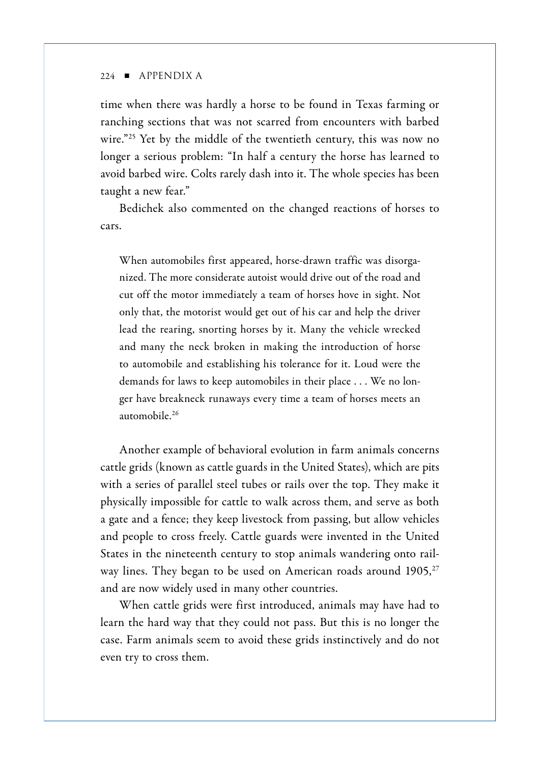time when there was hardly a horse to be found in Texas farming or ranching sections that was not scarred from encounters with barbed wire."[25] Yet by the middle of the twentieth century, this was now no longer a serious problem: "In half a century the horse has learned to avoid barbed wire. Colts rarely dash into it. The whole species has been taught a new fear."

Bedichek also commented on the changed reactions of horses to cars.

> When automobiles first appeared, horse-drawn traffic was disorganized. The more considerate autoist would drive out of the road and cut off the motor immediately a team of horses hove in sight. Not only that, the motorist would get out of his car and help the driver lead the rearing, snorting horses by it. Many the vehicle wrecked and many the neck broken in making the introduction of horse to automobile and establishing his tolerance for it. Loud were the demands for laws to keep automobiles in their place . . . We no longer have breakneck runaways every time a team of horses meets an automobile.[26]

Another example of behavioral evolution in farm animals concerns cattle grids (known as cattle guards in the United States), which are pits with a series of parallel steel tubes or rails over the top. They make it physically impossible for cattle to walk across them, and serve as both a gate and a fence; they keep livestock from passing, but allow vehicles and people to cross freely. Cattle guards were invented in the United States in the nineteenth century to stop animals wandering onto railway lines. They began to be used on American roads around 1905,[27] and are now widely used in many other countries.

When cattle grids were first introduced, animals may have had to learn the hard way that they could not pass. But this is no longer the case. Farm animals seem to avoid these grids instinctively and do not even try to cross them.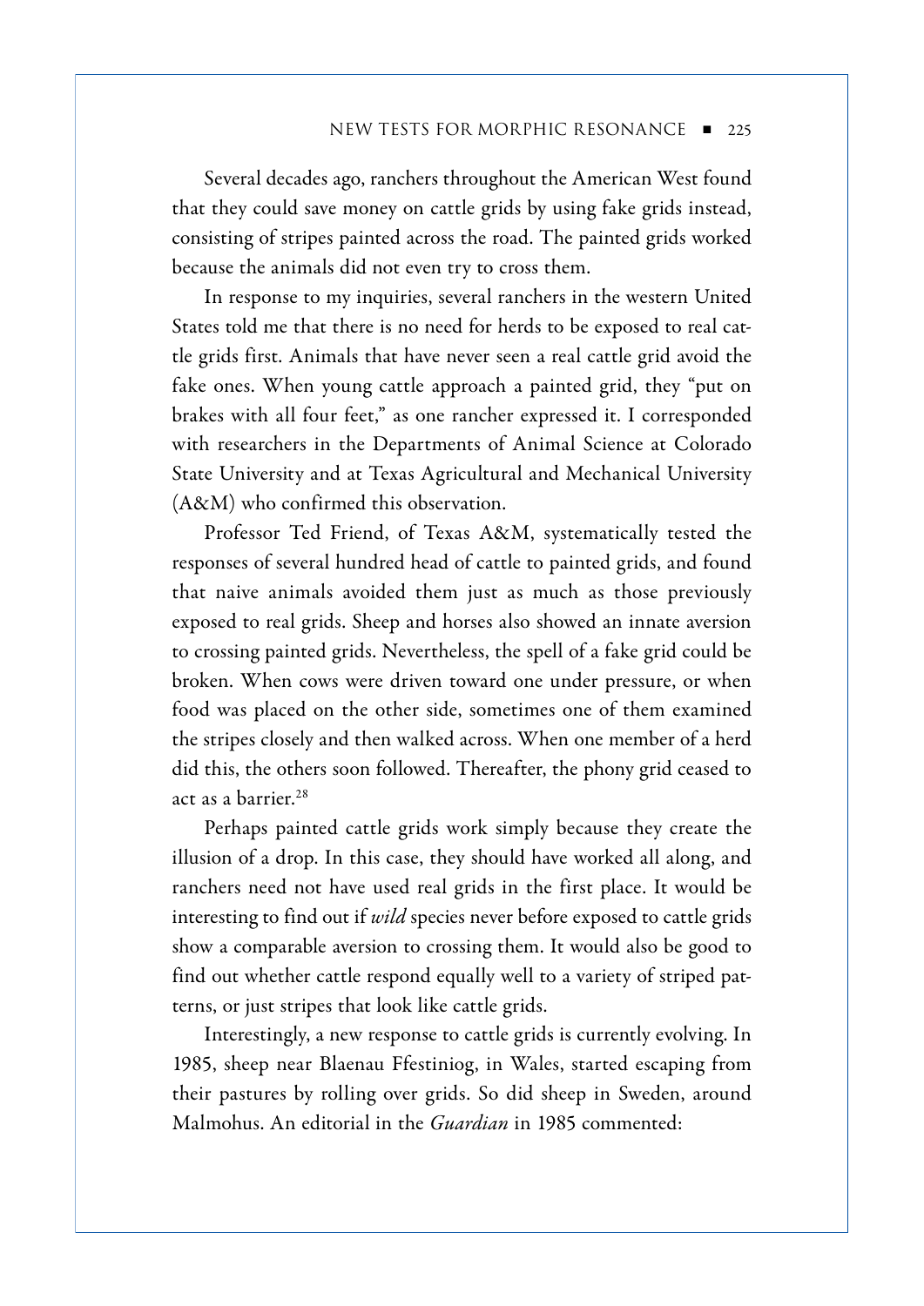Several decades ago, ranchers throughout the American West found that they could save money on cattle grids by using fake grids instead, consisting of stripes painted across the road. The painted grids worked because the animals did not even try to cross them.

In response to my inquiries, several ranchers in the western United States told me that there is no need for herds to be exposed to real cattle grids first. Animals that have never seen a real cattle grid avoid the fake ones. When young cattle approach a painted grid, they "put on brakes with all four feet," as one rancher expressed it. I corresponded with researchers in the Departments of Animal Science at Colorado State University and at Texas Agricultural and Mechanical University (A&M) who confirmed this observation.

Professor Ted Friend, of Texas A&M, systematically tested the responses of several hundred head of cattle to painted grids, and found that naive animals avoided them just as much as those previously exposed to real grids. Sheep and horses also showed an innate aversion to crossing painted grids. Nevertheless, the spell of a fake grid could be broken. When cows were driven toward one under pressure, or when food was placed on the other side, sometimes one of them examined the stripes closely and then walked across. When one member of a herd did this, the others soon followed. Thereafter, the phony grid ceased to act as a barrier.[28]

Perhaps painted cattle grids work simply because they create the illusion of a drop. In this case, they should have worked all along, and ranchers need not have used real grids in the first place. It would be interesting to find out if *wild* species never before exposed to cattle grids show a comparable aversion to crossing them. It would also be good to find out whether cattle respond equally well to a variety of striped patterns, or just stripes that look like cattle grids.

Interestingly, a new response to cattle grids is currently evolving. In 1985, sheep near Blaenau Ffestiniog, in Wales, started escaping from their pastures by rolling over grids. So did sheep in Sweden, around Malmohus. An editorial in the *Guardian* in 1985 commented: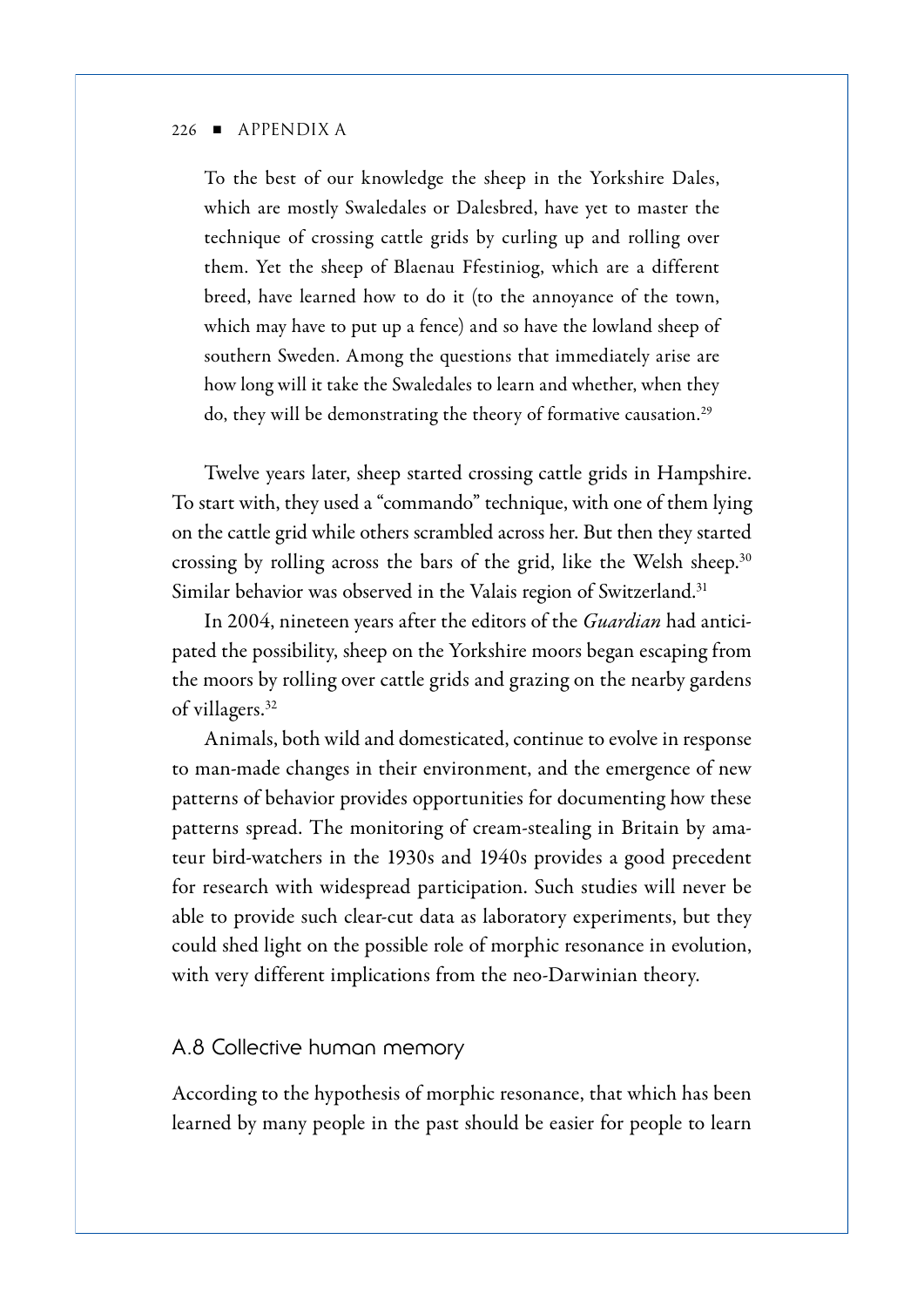> To the best of our knowledge the sheep in the Yorkshire Dales, which are mostly Swaledales or Dalesbred, have yet to master the technique of crossing cattle grids by curling up and rolling over them. Yet the sheep of Blaenau Ffestiniog, which are a different breed, have learned how to do it (to the annoyance of the town, which may have to put up a fence) and so have the lowland sheep of southern Sweden. Among the questions that immediately arise are how long will it take the Swaledales to learn and whether, when they do, they will be demonstrating the theory of formative causation.[29]

Twelve years later, sheep started crossing cattle grids in Hampshire. To start with, they used a "commando" technique, with one of them lying on the cattle grid while others scrambled across her. But then they started crossing by rolling across the bars of the grid, like the Welsh sheep.[30] Similar behavior was observed in the Valais region of Switzerland.[31]

In 2004, nineteen years after the editors of the *Guardian* had anticipated the possibility, sheep on the Yorkshire moors began escaping from the moors by rolling over cattle grids and grazing on the nearby gardens of villagers.[32]

Animals, both wild and domesticated, continue to evolve in response to man-made changes in their environment, and the emergence of new patterns of behavior provides opportunities for documenting how these patterns spread. The monitoring of cream-stealing in Britain by amateur bird-watchers in the 1930s and 1940s provides a good precedent for research with widespread participation. Such studies will never be able to provide such clear-cut data as laboratory experiments, but they could shed light on the possible role of morphic resonance in evolution, with very different implications from the neo-Darwinian theory.

## A.8 Collective human memory

According to the hypothesis of morphic resonance, that which has been learned by many people in the past should be easier for people to learn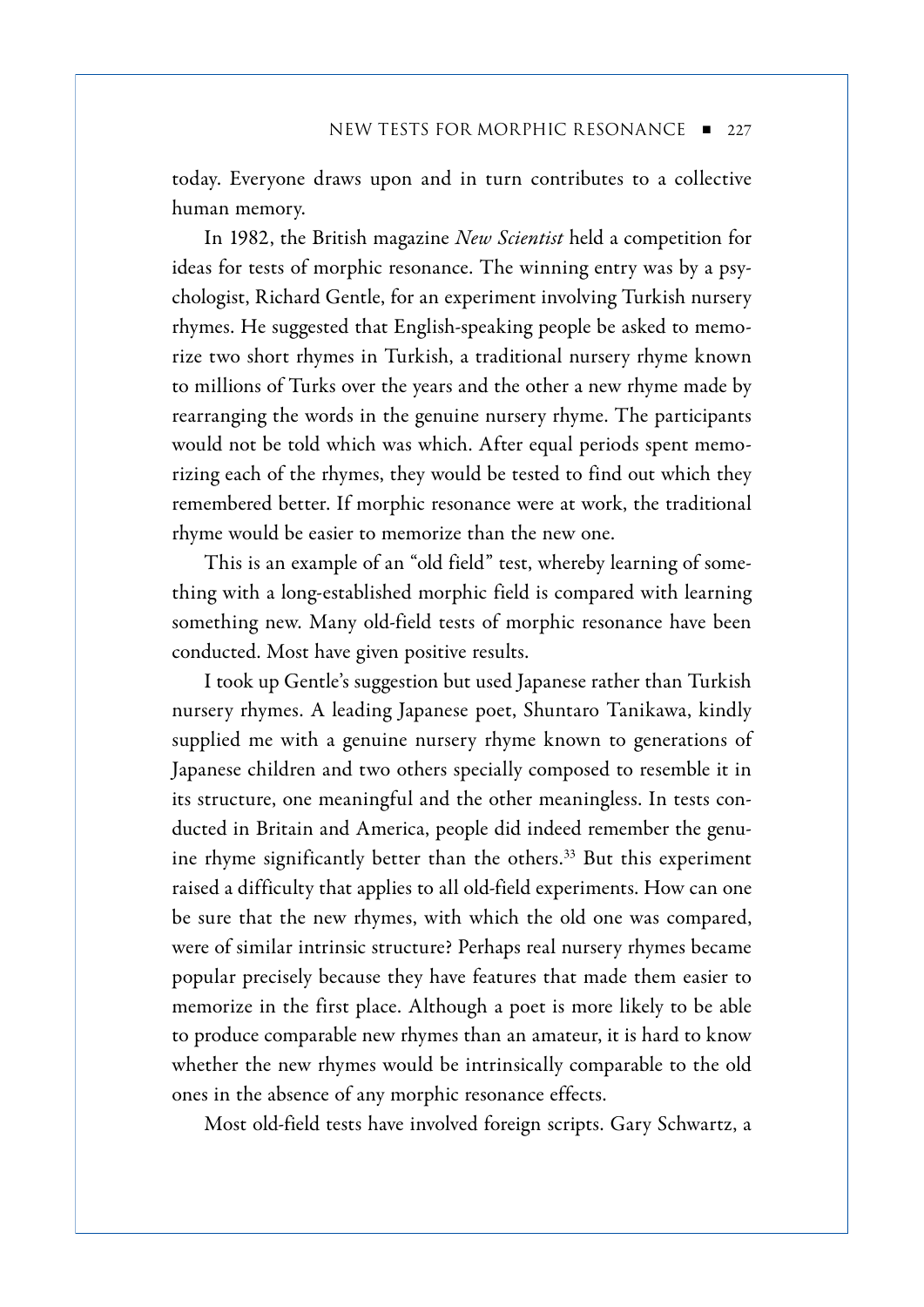today. Everyone draws upon and in turn contributes to a collective human memory.

In 1982, the British magazine *New Scientist* held a competition for ideas for tests of morphic resonance. The winning entry was by a psychologist, Richard Gentle, for an experiment involving Turkish nursery rhymes. He suggested that English-speaking people be asked to memorize two short rhymes in Turkish, a traditional nursery rhyme known to millions of Turks over the years and the other a new rhyme made by rearranging the words in the genuine nursery rhyme. The participants would not be told which was which. After equal periods spent memorizing each of the rhymes, they would be tested to find out which they remembered better. If morphic resonance were at work, the traditional rhyme would be easier to memorize than the new one.

This is an example of an "old field" test, whereby learning of something with a long-established morphic field is compared with learning something new. Many old-field tests of morphic resonance have been conducted. Most have given positive results.

I took up Gentle's suggestion but used Japanese rather than Turkish nursery rhymes. A leading Japanese poet, Shuntaro Tanikawa, kindly supplied me with a genuine nursery rhyme known to generations of Japanese children and two others specially composed to resemble it in its structure, one meaningful and the other meaningless. In tests conducted in Britain and America, people did indeed remember the genuine rhyme significantly better than the others.[33] But this experiment raised a difficulty that applies to all old-field experiments. How can one be sure that the new rhymes, with which the old one was compared, were of similar intrinsic structure? Perhaps real nursery rhymes became popular precisely because they have features that made them easier to memorize in the first place. Although a poet is more likely to be able to produce comparable new rhymes than an amateur, it is hard to know whether the new rhymes would be intrinsically comparable to the old ones in the absence of any morphic resonance effects.

Most old-field tests have involved foreign scripts. Gary Schwartz, a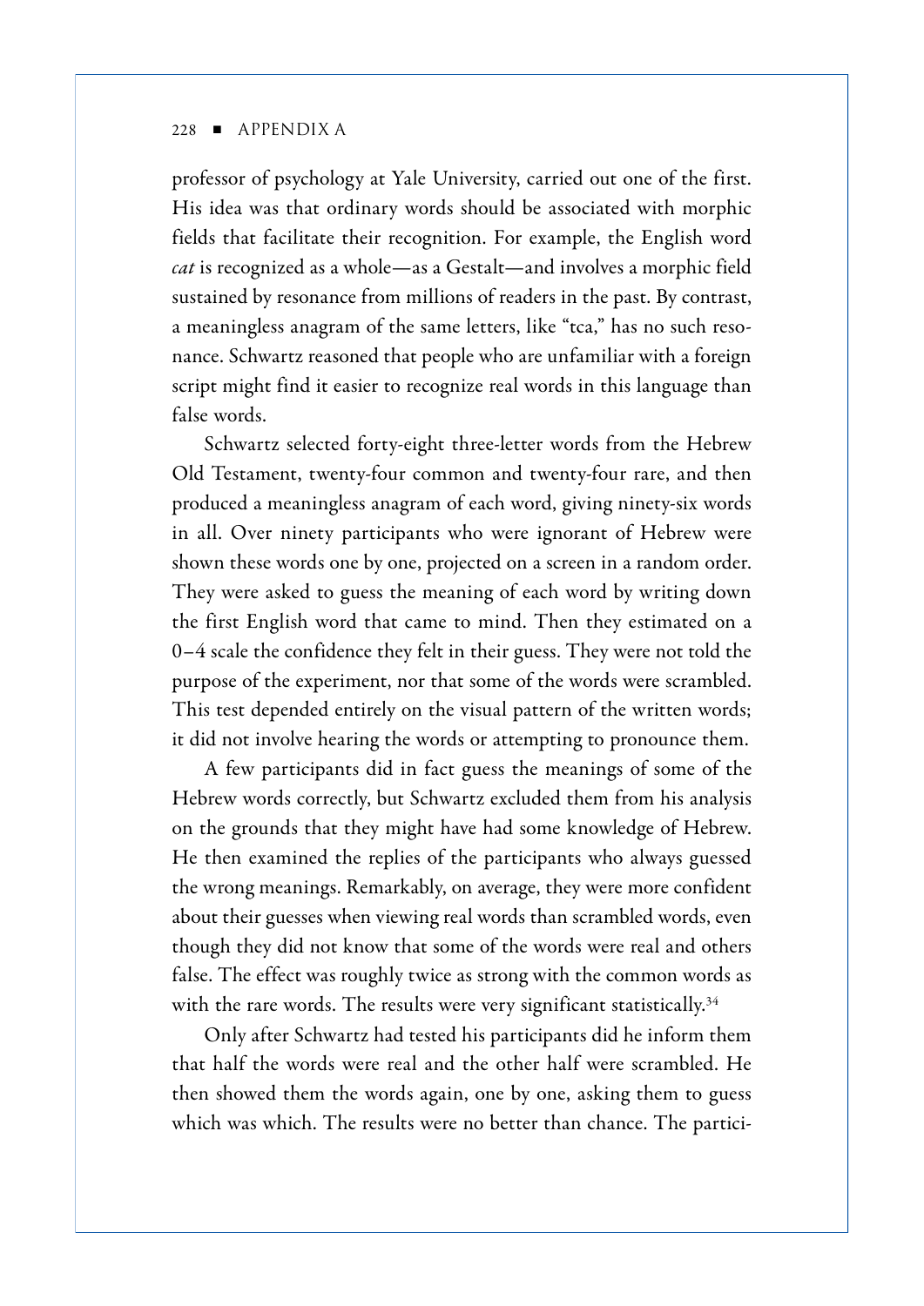professor of psychology at Yale University, carried out one of the first. His idea was that ordinary words should be associated with morphic fields that facilitate their recognition. For example, the English word *cat* is recognized as a whole—as a Gestalt—and involves a morphic field sustained by resonance from millions of readers in the past. By contrast, a meaningless anagram of the same letters, like "tca," has no such resonance. Schwartz reasoned that people who are unfamiliar with a foreign script might find it easier to recognize real words in this language than false words.

Schwartz selected forty-eight three-letter words from the Hebrew Old Testament, twenty-four common and twenty-four rare, and then produced a meaningless anagram of each word, giving ninety-six words in all. Over ninety participants who were ignorant of Hebrew were shown these words one by one, projected on a screen in a random order. They were asked to guess the meaning of each word by writing down the first English word that came to mind. Then they estimated on a 0–4 scale the confidence they felt in their guess. They were not told the purpose of the experiment, nor that some of the words were scrambled. This test depended entirely on the visual pattern of the written words; it did not involve hearing the words or attempting to pronounce them.

A few participants did in fact guess the meanings of some of the Hebrew words correctly, but Schwartz excluded them from his analysis on the grounds that they might have had some knowledge of Hebrew. He then examined the replies of the participants who always guessed the wrong meanings. Remarkably, on average, they were more confident about their guesses when viewing real words than scrambled words, even though they did not know that some of the words were real and others false. The effect was roughly twice as strong with the common words as with the rare words. The results were very significant statistically.[34]

Only after Schwartz had tested his participants did he inform them that half the words were real and the other half were scrambled. He then showed them the words again, one by one, asking them to guess which was which. The results were no better than chance. The partici-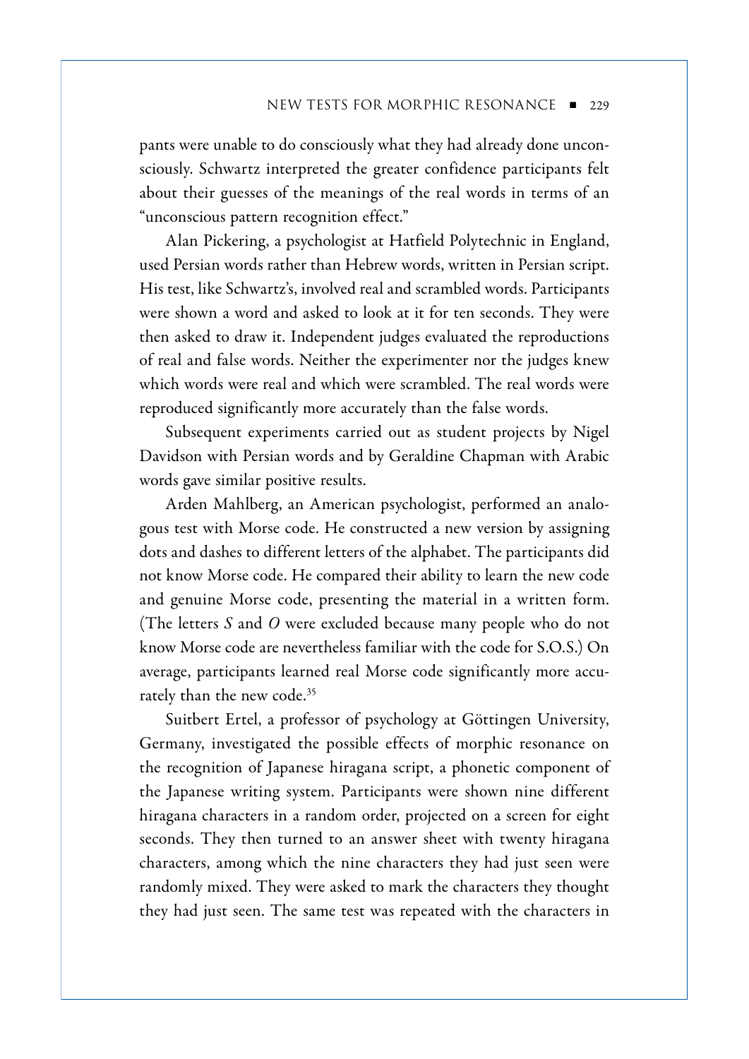pants were unable to do consciously what they had already done unconsciously. Schwartz interpreted the greater confidence participants felt about their guesses of the meanings of the real words in terms of an "unconscious pattern recognition effect."

Alan Pickering, a psychologist at Hatfield Polytechnic in England, used Persian words rather than Hebrew words, written in Persian script. His test, like Schwartz's, involved real and scrambled words. Participants were shown a word and asked to look at it for ten seconds. They were then asked to draw it. Independent judges evaluated the reproductions of real and false words. Neither the experimenter nor the judges knew which words were real and which were scrambled. The real words were reproduced significantly more accurately than the false words.

Subsequent experiments carried out as student projects by Nigel Davidson with Persian words and by Geraldine Chapman with Arabic words gave similar positive results.

Arden Mahlberg, an American psychologist, performed an analogous test with Morse code. He constructed a new version by assigning dots and dashes to different letters of the alphabet. The participants did not know Morse code. He compared their ability to learn the new code and genuine Morse code, presenting the material in a written form. (The letters *S* and *O* were excluded because many people who do not know Morse code are nevertheless familiar with the code for S.O.S.) On average, participants learned real Morse code significantly more accurately than the new code.[35]

Suitbert Ertel, a professor of psychology at Göttingen University, Germany, investigated the possible effects of morphic resonance on the recognition of Japanese hiragana script, a phonetic component of the Japanese writing system. Participants were shown nine different hiragana characters in a random order, projected on a screen for eight seconds. They then turned to an answer sheet with twenty hiragana characters, among which the nine characters they had just seen were randomly mixed. They were asked to mark the characters they thought they had just seen. The same test was repeated with the characters in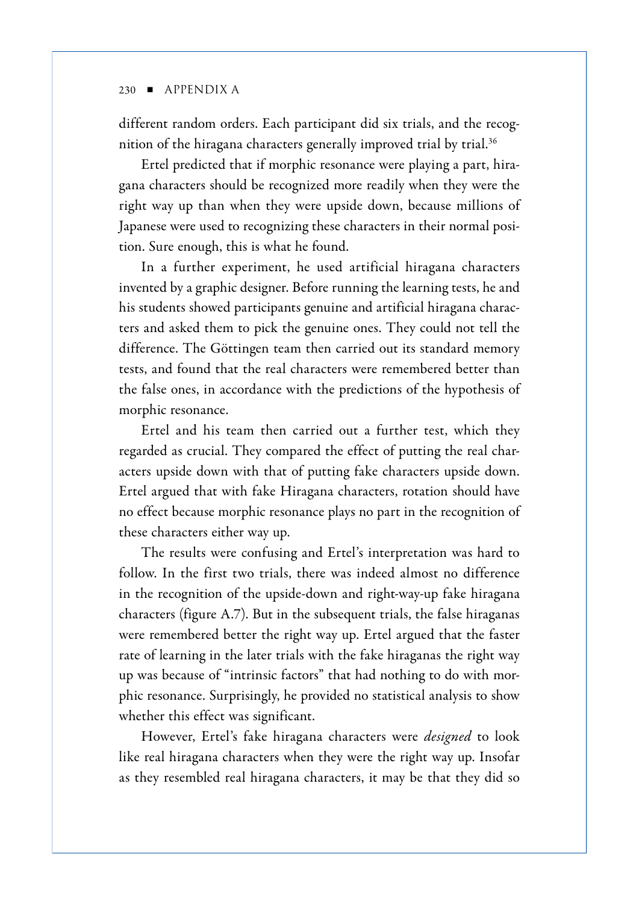different random orders. Each participant did six trials, and the recognition of the hiragana characters generally improved trial by trial.[36]

Ertel predicted that if morphic resonance were playing a part, hiragana characters should be recognized more readily when they were the right way up than when they were upside down, because millions of Japanese were used to recognizing these characters in their normal position. Sure enough, this is what he found.

In a further experiment, he used artificial hiragana characters invented by a graphic designer. Before running the learning tests, he and his students showed participants genuine and artificial hiragana characters and asked them to pick the genuine ones. They could not tell the difference. The Göttingen team then carried out its standard memory tests, and found that the real characters were remembered better than the false ones, in accordance with the predictions of the hypothesis of morphic resonance.

Ertel and his team then carried out a further test, which they regarded as crucial. They compared the effect of putting the real characters upside down with that of putting fake characters upside down. Ertel argued that with fake Hiragana characters, rotation should have no effect because morphic resonance plays no part in the recognition of these characters either way up.

The results were confusing and Ertel's interpretation was hard to follow. In the first two trials, there was indeed almost no difference in the recognition of the upside-down and right-way-up fake hiragana characters (figure A.7). But in the subsequent trials, the false hiraganas were remembered better the right way up. Ertel argued that the faster rate of learning in the later trials with the fake hiraganas the right way up was because of "intrinsic factors" that had nothing to do with morphic resonance. Surprisingly, he provided no statistical analysis to show whether this effect was significant.

However, Ertel's fake hiragana characters were *designed* to look like real hiragana characters when they were the right way up. Insofar as they resembled real hiragana characters, it may be that they did so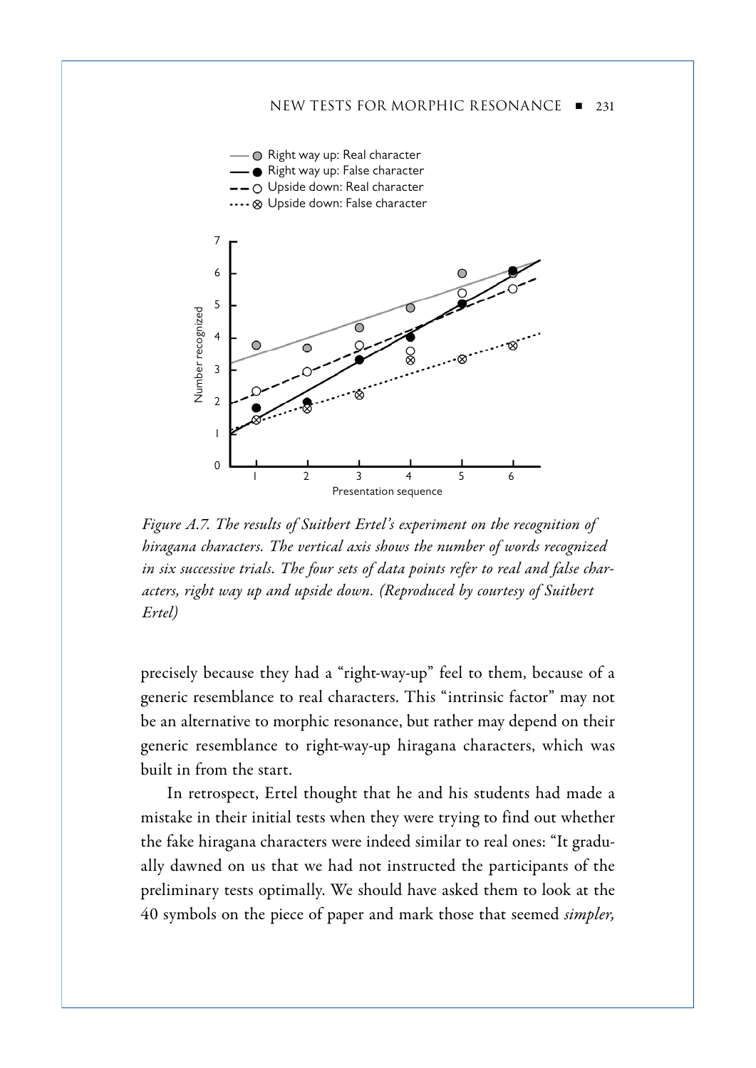*Figure A.7. The results of Suitbert Ertel's experiment on the recognition of hiragana characters. The vertical axis shows the number of words recognized in six successive trials. The four sets of data points refer to real and false characters, right way up and upside down. (Reproduced by courtesy of Suitbert Ertel)*

precisely because they had a "right-way-up" feel to them, because of a generic resemblance to real characters. This "intrinsic factor" may not be an alternative to morphic resonance, but rather may depend on their generic resemblance to right-way-up hiragana characters, which was built in from the start.

In retrospect, Ertel thought that he and his students had made a mistake in their initial tests when they were trying to find out whether the fake hiragana characters were indeed similar to real ones: "It gradually dawned on us that we had not instructed the participants of the preliminary tests optimally. We should have asked them to look at the 40 symbols on the piece of paper and mark those that seemed *simpler,*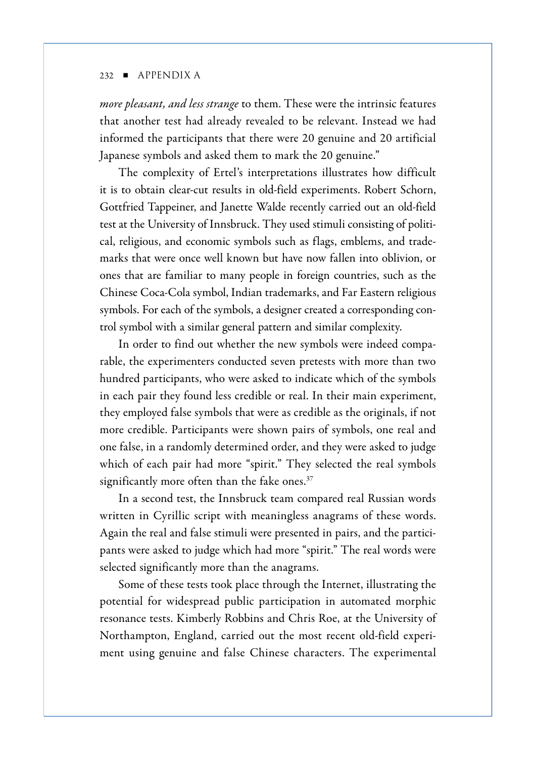*more pleasant, and less strange* to them. These were the intrinsic features that another test had already revealed to be relevant. Instead we had informed the participants that there were 20 genuine and 20 artificial Japanese symbols and asked them to mark the 20 genuine."

The complexity of Ertel's interpretations illustrates how difficult it is to obtain clear-cut results in old-field experiments. Robert Schorn, Gottfried Tappeiner, and Janette Walde recently carried out an old-field test at the University of Innsbruck. They used stimuli consisting of political, religious, and economic symbols such as flags, emblems, and trademarks that were once well known but have now fallen into oblivion, or ones that are familiar to many people in foreign countries, such as the Chinese Coca-Cola symbol, Indian trademarks, and Far Eastern religious symbols. For each of the symbols, a designer created a corresponding control symbol with a similar general pattern and similar complexity.

In order to find out whether the new symbols were indeed comparable, the experimenters conducted seven pretests with more than two hundred participants, who were asked to indicate which of the symbols in each pair they found less credible or real. In their main experiment, they employed false symbols that were as credible as the originals, if not more credible. Participants were shown pairs of symbols, one real and one false, in a randomly determined order, and they were asked to judge which of each pair had more "spirit." They selected the real symbols significantly more often than the fake ones.[37]

In a second test, the Innsbruck team compared real Russian words written in Cyrillic script with meaningless anagrams of these words. Again the real and false stimuli were presented in pairs, and the participants were asked to judge which had more "spirit." The real words were selected significantly more than the anagrams.

Some of these tests took place through the Internet, illustrating the potential for widespread public participation in automated morphic resonance tests. Kimberly Robbins and Chris Roe, at the University of Northampton, England, carried out the most recent old-field experiment using genuine and false Chinese characters. The experimental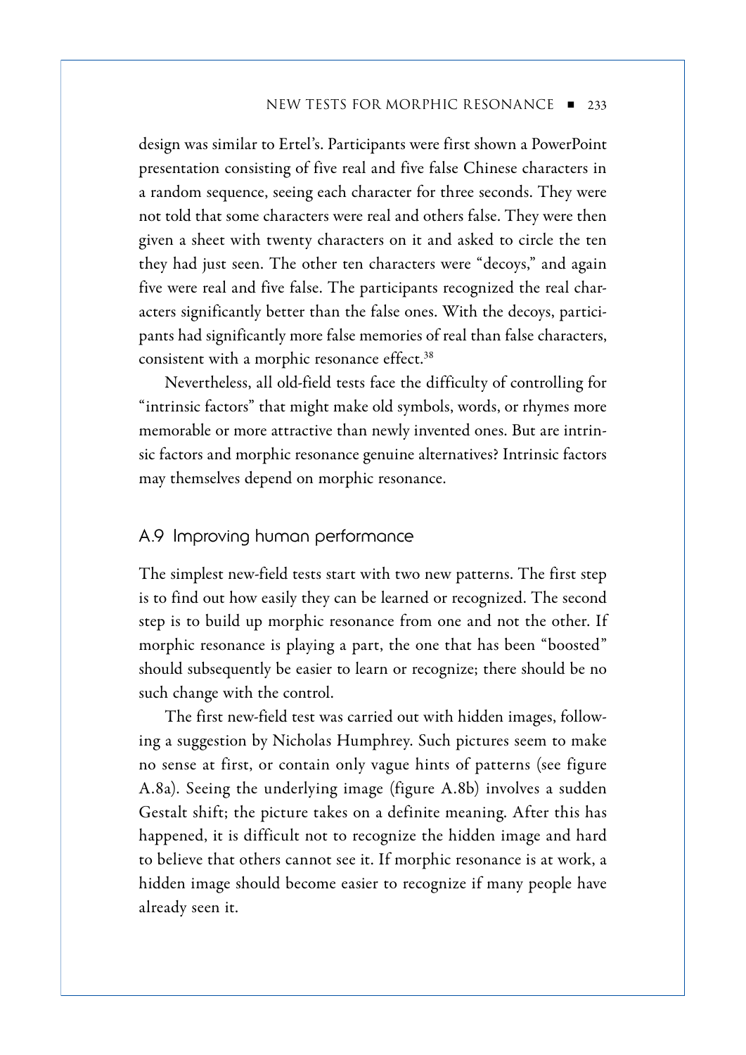design was similar to Ertel's. Participants were first shown a PowerPoint presentation consisting of five real and five false Chinese characters in a random sequence, seeing each character for three seconds. They were not told that some characters were real and others false. They were then given a sheet with twenty characters on it and asked to circle the ten they had just seen. The other ten characters were "decoys," and again five were real and five false. The participants recognized the real characters significantly better than the false ones. With the decoys, participants had significantly more false memories of real than false characters, consistent with a morphic resonance effect.[38]

Nevertheless, all old-field tests face the difficulty of controlling for "intrinsic factors" that might make old symbols, words, or rhymes more memorable or more attractive than newly invented ones. But are intrinsic factors and morphic resonance genuine alternatives? Intrinsic factors may themselves depend on morphic resonance.

## A.9 Improving human performance

The simplest new-field tests start with two new patterns. The first step is to find out how easily they can be learned or recognized. The second step is to build up morphic resonance from one and not the other. If morphic resonance is playing a part, the one that has been "boosted" should subsequently be easier to learn or recognize; there should be no such change with the control.

The first new-field test was carried out with hidden images, following a suggestion by Nicholas Humphrey. Such pictures seem to make no sense at first, or contain only vague hints of patterns (see figure A.8a). Seeing the underlying image (figure A.8b) involves a sudden Gestalt shift; the picture takes on a definite meaning. After this has happened, it is difficult not to recognize the hidden image and hard to believe that others cannot see it. If morphic resonance is at work, a hidden image should become easier to recognize if many people have already seen it.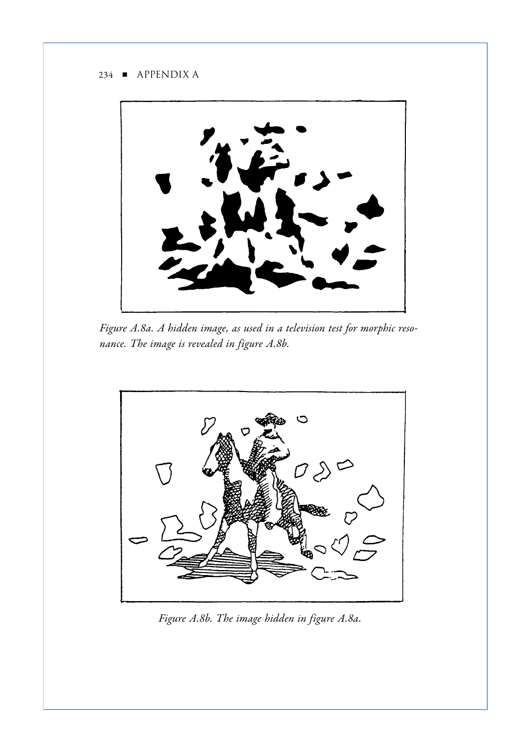*Figure A.8a. A hidden image, as used in a television test for morphic resonance. The image is revealed in figure A.8b.*

*Figure A.8b. The image hidden in figure A.8a.*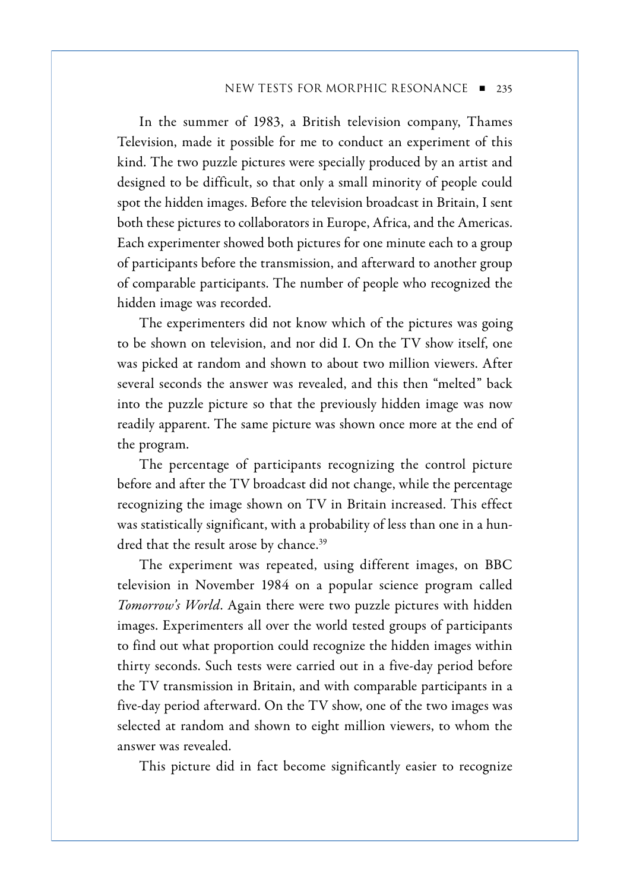In the summer of 1983, a British television company, Thames Television, made it possible for me to conduct an experiment of this kind. The two puzzle pictures were specially produced by an artist and designed to be difficult, so that only a small minority of people could spot the hidden images. Before the television broadcast in Britain, I sent both these pictures to collaborators in Europe, Africa, and the Americas. Each experimenter showed both pictures for one minute each to a group of participants before the transmission, and afterward to another group of comparable participants. The number of people who recognized the hidden image was recorded.

The experimenters did not know which of the pictures was going to be shown on television, and nor did I. On the TV show itself, one was picked at random and shown to about two million viewers. After several seconds the answer was revealed, and this then "melted" back into the puzzle picture so that the previously hidden image was now readily apparent. The same picture was shown once more at the end of the program.

The percentage of participants recognizing the control picture before and after the TV broadcast did not change, while the percentage recognizing the image shown on TV in Britain increased. This effect was statistically significant, with a probability of less than one in a hundred that the result arose by chance.[39]

The experiment was repeated, using different images, on BBC television in November 1984 on a popular science program called *Tomorrow's World*. Again there were two puzzle pictures with hidden images. Experimenters all over the world tested groups of participants to find out what proportion could recognize the hidden images within thirty seconds. Such tests were carried out in a five-day period before the TV transmission in Britain, and with comparable participants in a five-day period afterward. On the TV show, one of the two images was selected at random and shown to eight million viewers, to whom the answer was revealed.

This picture did in fact become significantly easier to recognize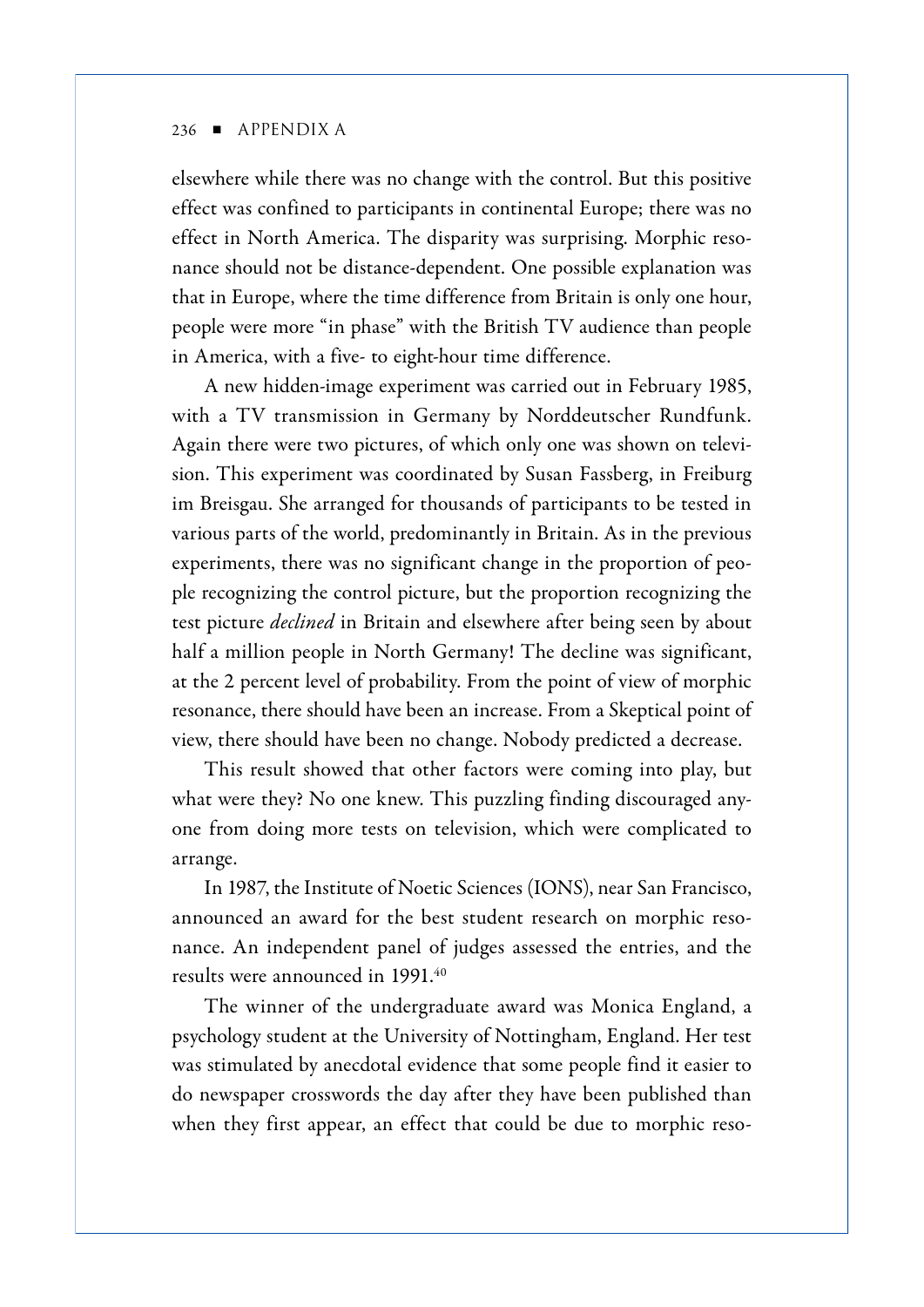elsewhere while there was no change with the control. But this positive effect was confined to participants in continental Europe; there was no effect in North America. The disparity was surprising. Morphic resonance should not be distance-dependent. One possible explanation was that in Europe, where the time difference from Britain is only one hour, people were more "in phase" with the British TV audience than people in America, with a five- to eight-hour time difference.

A new hidden-image experiment was carried out in February 1985, with a TV transmission in Germany by Norddeutscher Rundfunk. Again there were two pictures, of which only one was shown on television. This experiment was coordinated by Susan Fassberg, in Freiburg im Breisgau. She arranged for thousands of participants to be tested in various parts of the world, predominantly in Britain. As in the previous experiments, there was no significant change in the proportion of people recognizing the control picture, but the proportion recognizing the test picture *declined* in Britain and elsewhere after being seen by about half a million people in North Germany! The decline was significant, at the 2 percent level of probability. From the point of view of morphic resonance, there should have been an increase. From a Skeptical point of view, there should have been no change. Nobody predicted a decrease.

This result showed that other factors were coming into play, but what were they? No one knew. This puzzling finding discouraged anyone from doing more tests on television, which were complicated to arrange.

In 1987, the Institute of Noetic Sciences (IONS), near San Francisco, announced an award for the best student research on morphic resonance. An independent panel of judges assessed the entries, and the results were announced in 1991.[40]

The winner of the undergraduate award was Monica England, a psychology student at the University of Nottingham, England. Her test was stimulated by anecdotal evidence that some people find it easier to do newspaper crosswords the day after they have been published than when they first appear, an effect that could be due to morphic reso-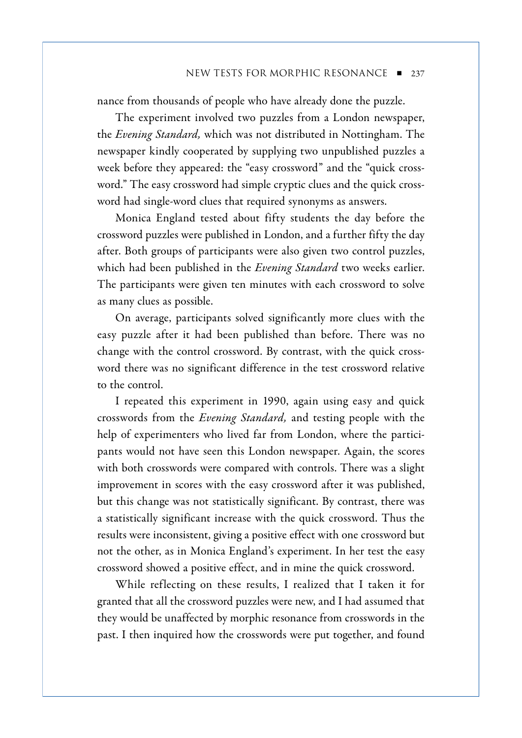nance from thousands of people who have already done the puzzle.

The experiment involved two puzzles from a London newspaper, the *Evening Standard,* which was not distributed in Nottingham. The newspaper kindly cooperated by supplying two unpublished puzzles a week before they appeared: the "easy crossword" and the "quick crossword." The easy crossword had simple cryptic clues and the quick crossword had single-word clues that required synonyms as answers.

Monica England tested about fifty students the day before the crossword puzzles were published in London, and a further fifty the day after. Both groups of participants were also given two control puzzles, which had been published in the *Evening Standard* two weeks earlier. The participants were given ten minutes with each crossword to solve as many clues as possible.

On average, participants solved significantly more clues with the easy puzzle after it had been published than before. There was no change with the control crossword. By contrast, with the quick crossword there was no significant difference in the test crossword relative to the control.

I repeated this experiment in 1990, again using easy and quick crosswords from the *Evening Standard,* and testing people with the help of experimenters who lived far from London, where the participants would not have seen this London newspaper. Again, the scores with both crosswords were compared with controls. There was a slight improvement in scores with the easy crossword after it was published, but this change was not statistically significant. By contrast, there was a statistically significant increase with the quick crossword. Thus the results were inconsistent, giving a positive effect with one crossword but not the other, as in Monica England's experiment. In her test the easy crossword showed a positive effect, and in mine the quick crossword.

While reflecting on these results, I realized that I taken it for granted that all the crossword puzzles were new, and I had assumed that they would be unaffected by morphic resonance from crosswords in the past. I then inquired how the crosswords were put together, and found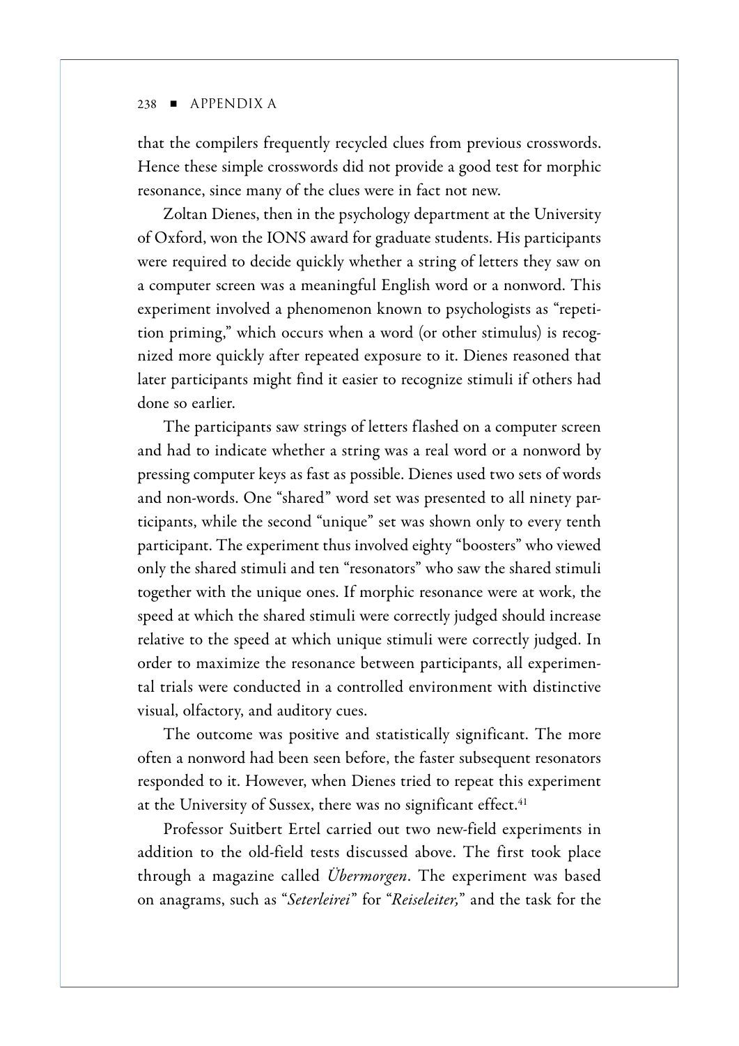that the compilers frequently recycled clues from previous crosswords. Hence these simple crosswords did not provide a good test for morphic resonance, since many of the clues were in fact not new.

Zoltan Dienes, then in the psychology department at the University of Oxford, won the IONS award for graduate students. His participants were required to decide quickly whether a string of letters they saw on a computer screen was a meaningful English word or a nonword. This experiment involved a phenomenon known to psychologists as "repetition priming," which occurs when a word (or other stimulus) is recognized more quickly after repeated exposure to it. Dienes reasoned that later participants might find it easier to recognize stimuli if others had done so earlier.

The participants saw strings of letters flashed on a computer screen and had to indicate whether a string was a real word or a nonword by pressing computer keys as fast as possible. Dienes used two sets of words and non-words. One "shared" word set was presented to all ninety participants, while the second "unique" set was shown only to every tenth participant. The experiment thus involved eighty "boosters" who viewed only the shared stimuli and ten "resonators" who saw the shared stimuli together with the unique ones. If morphic resonance were at work, the speed at which the shared stimuli were correctly judged should increase relative to the speed at which unique stimuli were correctly judged. In order to maximize the resonance between participants, all experimental trials were conducted in a controlled environment with distinctive visual, olfactory, and auditory cues.

The outcome was positive and statistically significant. The more often a nonword had been seen before, the faster subsequent resonators responded to it. However, when Dienes tried to repeat this experiment at the University of Sussex, there was no significant effect.[41]

Professor Suitbert Ertel carried out two new-field experiments in addition to the old-field tests discussed above. The first took place through a magazine called *Übermorgen*. The experiment was based on anagrams, such as "*Seterleirei*" for "*Reiseleiter,*" and the task for the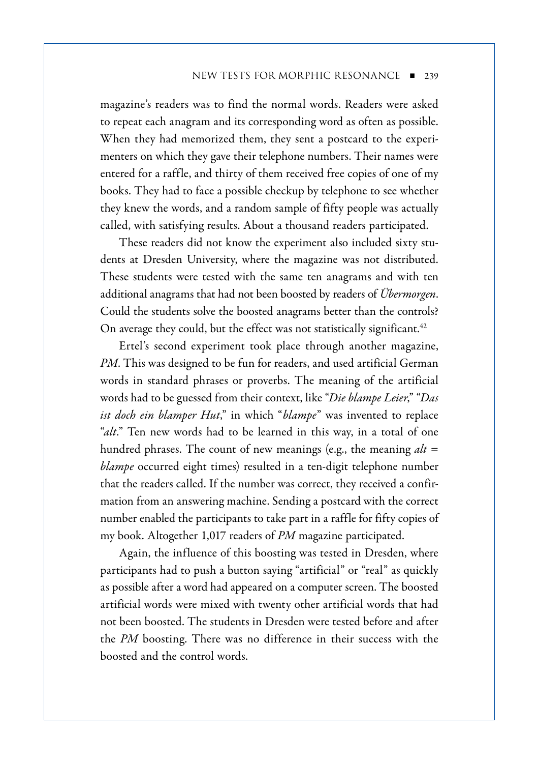magazine's readers was to find the normal words. Readers were asked to repeat each anagram and its corresponding word as often as possible. When they had memorized them, they sent a postcard to the experimenters on which they gave their telephone numbers. Their names were entered for a raffle, and thirty of them received free copies of one of my books. They had to face a possible checkup by telephone to see whether they knew the words, and a random sample of fifty people was actually called, with satisfying results. About a thousand readers participated.

These readers did not know the experiment also included sixty students at Dresden University, where the magazine was not distributed. These students were tested with the same ten anagrams and with ten additional anagrams that had not been boosted by readers of *Übermorgen*. Could the students solve the boosted anagrams better than the controls? On average they could, but the effect was not statistically significant.[42]

Ertel's second experiment took place through another magazine, *PM*. This was designed to be fun for readers, and used artificial German words in standard phrases or proverbs. The meaning of the artificial words had to be guessed from their context, like "*Die blampe Leier*," "*Das ist doch ein blamper Hut*," in which "*blampe*" was invented to replace "*alt*." Ten new words had to be learned in this way, in a total of one hundred phrases. The count of new meanings (e.g., the meaning *alt* = *blampe* occurred eight times) resulted in a ten-digit telephone number that the readers called. If the number was correct, they received a confirmation from an answering machine. Sending a postcard with the correct number enabled the participants to take part in a raffle for fifty copies of my book. Altogether 1,017 readers of *PM* magazine participated.

Again, the influence of this boosting was tested in Dresden, where participants had to push a button saying "artificial" or "real" as quickly as possible after a word had appeared on a computer screen. The boosted artificial words were mixed with twenty other artificial words that had not been boosted. The students in Dresden were tested before and after the *PM* boosting. There was no difference in their success with the boosted and the control words.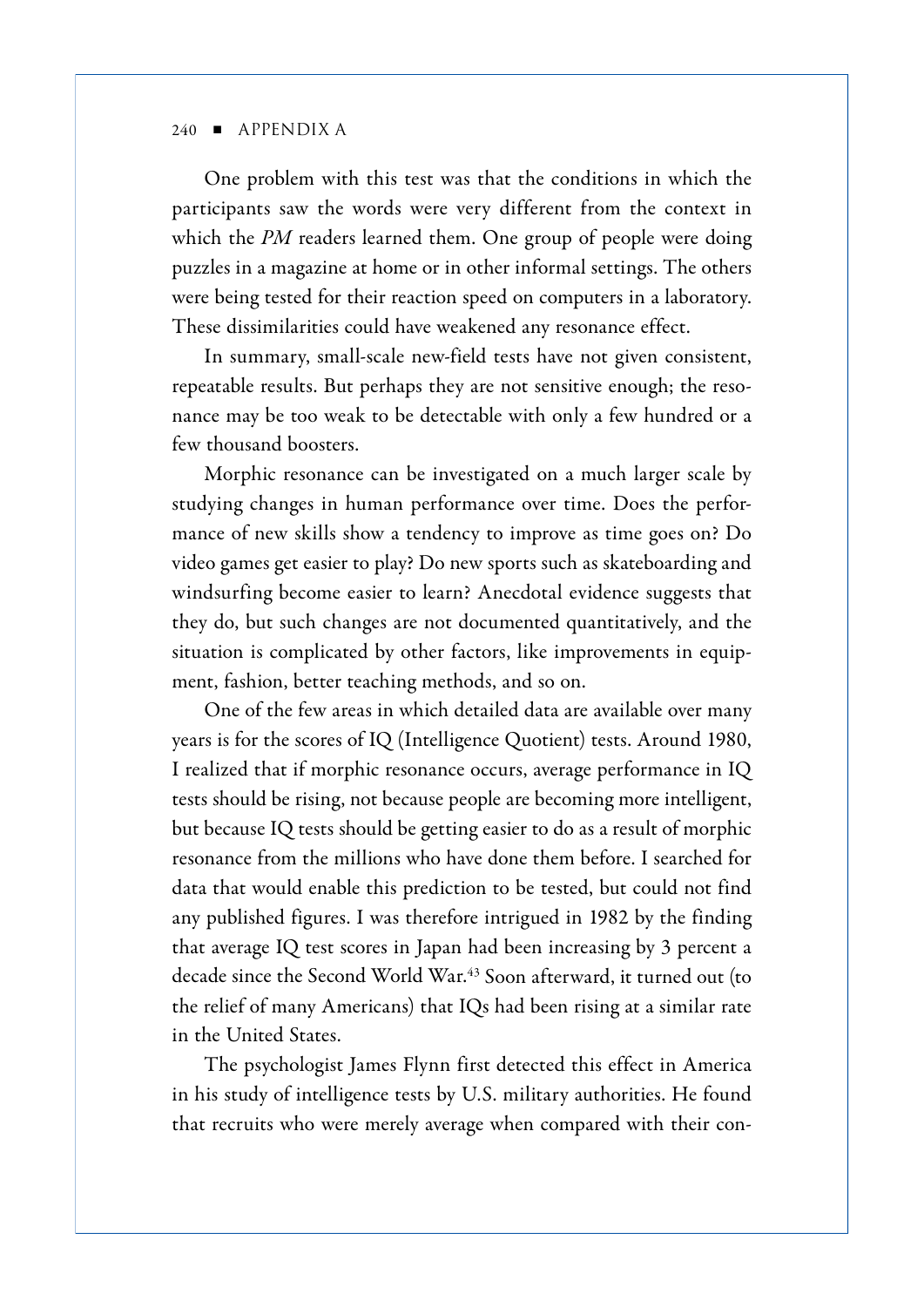One problem with this test was that the conditions in which the participants saw the words were very different from the context in which the *PM* readers learned them. One group of people were doing puzzles in a magazine at home or in other informal settings. The others were being tested for their reaction speed on computers in a laboratory. These dissimilarities could have weakened any resonance effect.

In summary, small-scale new-field tests have not given consistent, repeatable results. But perhaps they are not sensitive enough; the resonance may be too weak to be detectable with only a few hundred or a few thousand boosters.

Morphic resonance can be investigated on a much larger scale by studying changes in human performance over time. Does the performance of new skills show a tendency to improve as time goes on? Do video games get easier to play? Do new sports such as skateboarding and windsurfing become easier to learn? Anecdotal evidence suggests that they do, but such changes are not documented quantitatively, and the situation is complicated by other factors, like improvements in equipment, fashion, better teaching methods, and so on.

One of the few areas in which detailed data are available over many years is for the scores of IQ (Intelligence Quotient) tests. Around 1980, I realized that if morphic resonance occurs, average performance in IQ tests should be rising, not because people are becoming more intelligent, but because IQ tests should be getting easier to do as a result of morphic resonance from the millions who have done them before. I searched for data that would enable this prediction to be tested, but could not find any published figures. I was therefore intrigued in 1982 by the finding that average IQ test scores in Japan had been increasing by 3 percent a decade since the Second World War.[43] Soon afterward, it turned out (to the relief of many Americans) that IQs had been rising at a similar rate in the United States.

The psychologist James Flynn first detected this effect in America in his study of intelligence tests by U.S. military authorities. He found that recruits who were merely average when compared with their con-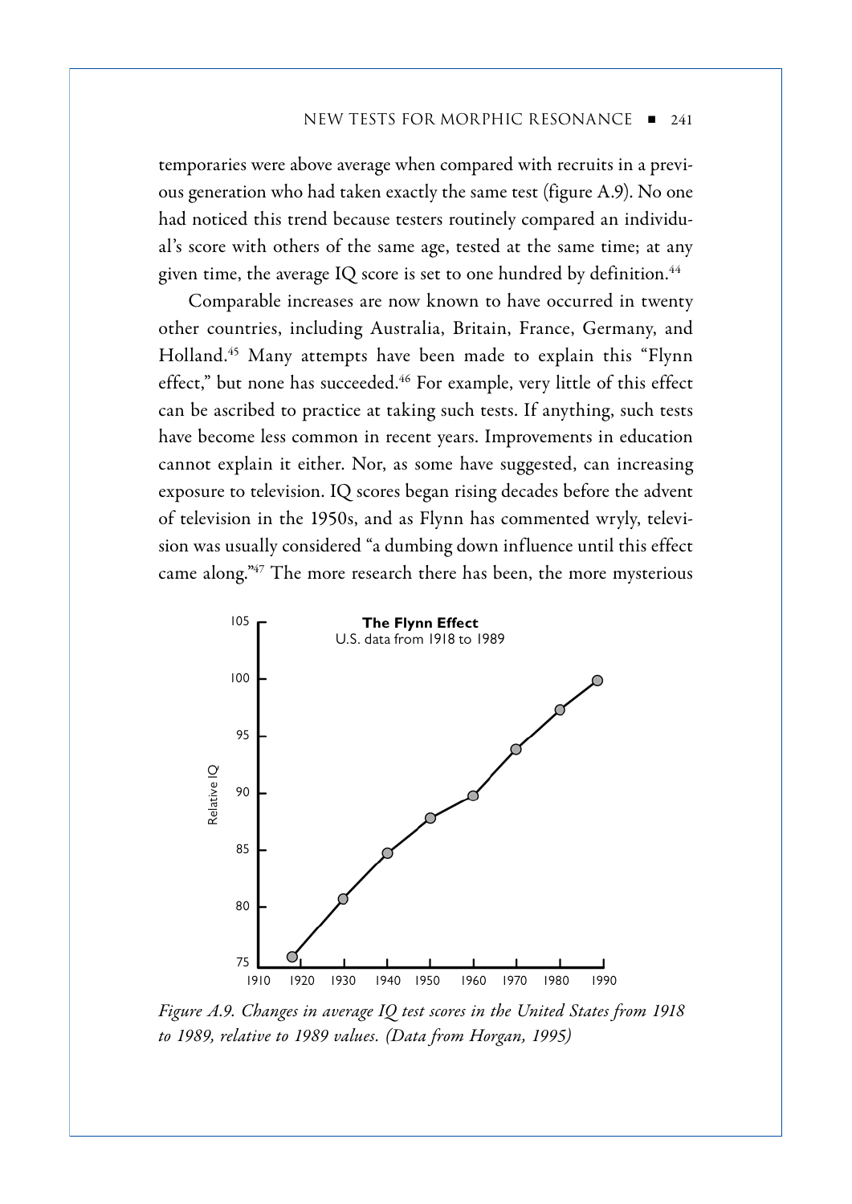temporaries were above average when compared with recruits in a previous generation who had taken exactly the same test (figure A.9). No one had noticed this trend because testers routinely compared an individual's score with others of the same age, tested at the same time; at any given time, the average IQ score is set to one hundred by definition.[44]

Comparable increases are now known to have occurred in twenty other countries, including Australia, Britain, France, Germany, and Holland.[45] Many attempts have been made to explain this "Flynn effect," but none has succeeded.[46] For example, very little of this effect can be ascribed to practice at taking such tests. If anything, such tests have become less common in recent years. Improvements in education cannot explain it either. Nor, as some have suggested, can increasing exposure to television. IQ scores began rising decades before the advent of television in the 1950s, and as Flynn has commented wryly, television was usually considered "a dumbing down influence until this effect came along."[47] The more research there has been, the more mysterious

**The Flynn Effect**
U.S. data from 1918 to 1989

*Figure A.9. Changes in average IQ test scores in the United States from 1918 to 1989, relative to 1989 values. (Data from Horgan, 1995)*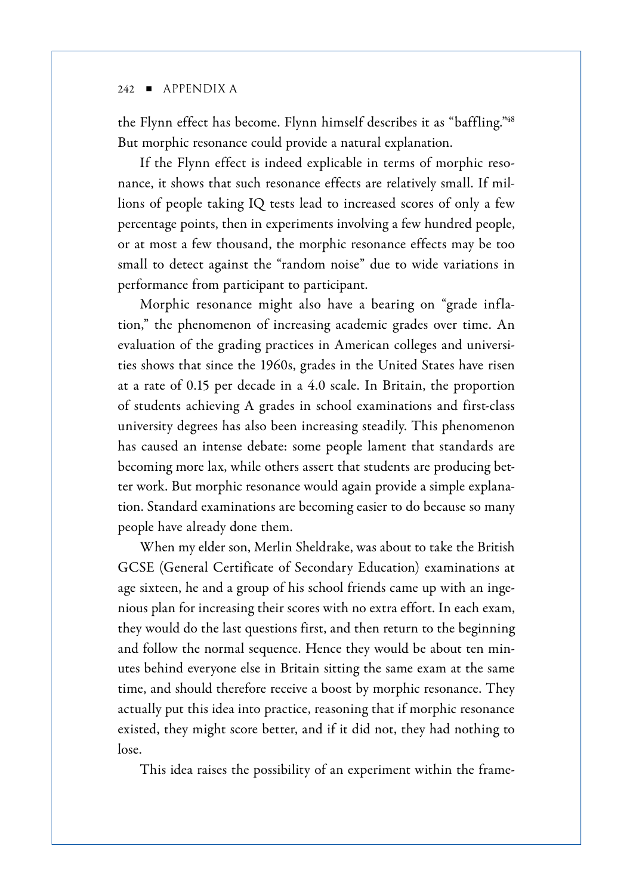the Flynn effect has become. Flynn himself describes it as "baffling."[48] But morphic resonance could provide a natural explanation.

If the Flynn effect is indeed explicable in terms of morphic resonance, it shows that such resonance effects are relatively small. If millions of people taking IQ tests lead to increased scores of only a few percentage points, then in experiments involving a few hundred people, or at most a few thousand, the morphic resonance effects may be too small to detect against the "random noise" due to wide variations in performance from participant to participant.

Morphic resonance might also have a bearing on "grade inflation," the phenomenon of increasing academic grades over time. An evaluation of the grading practices in American colleges and universities shows that since the 1960s, grades in the United States have risen at a rate of 0.15 per decade in a 4.0 scale. In Britain, the proportion of students achieving A grades in school examinations and first-class university degrees has also been increasing steadily. This phenomenon has caused an intense debate: some people lament that standards are becoming more lax, while others assert that students are producing better work. But morphic resonance would again provide a simple explanation. Standard examinations are becoming easier to do because so many people have already done them.

When my elder son, Merlin Sheldrake, was about to take the British GCSE (General Certificate of Secondary Education) examinations at age sixteen, he and a group of his school friends came up with an ingenious plan for increasing their scores with no extra effort. In each exam, they would do the last questions first, and then return to the beginning and follow the normal sequence. Hence they would be about ten minutes behind everyone else in Britain sitting the same exam at the same time, and should therefore receive a boost by morphic resonance. They actually put this idea into practice, reasoning that if morphic resonance existed, they might score better, and if it did not, they had nothing to lose.

This idea raises the possibility of an experiment within the frame-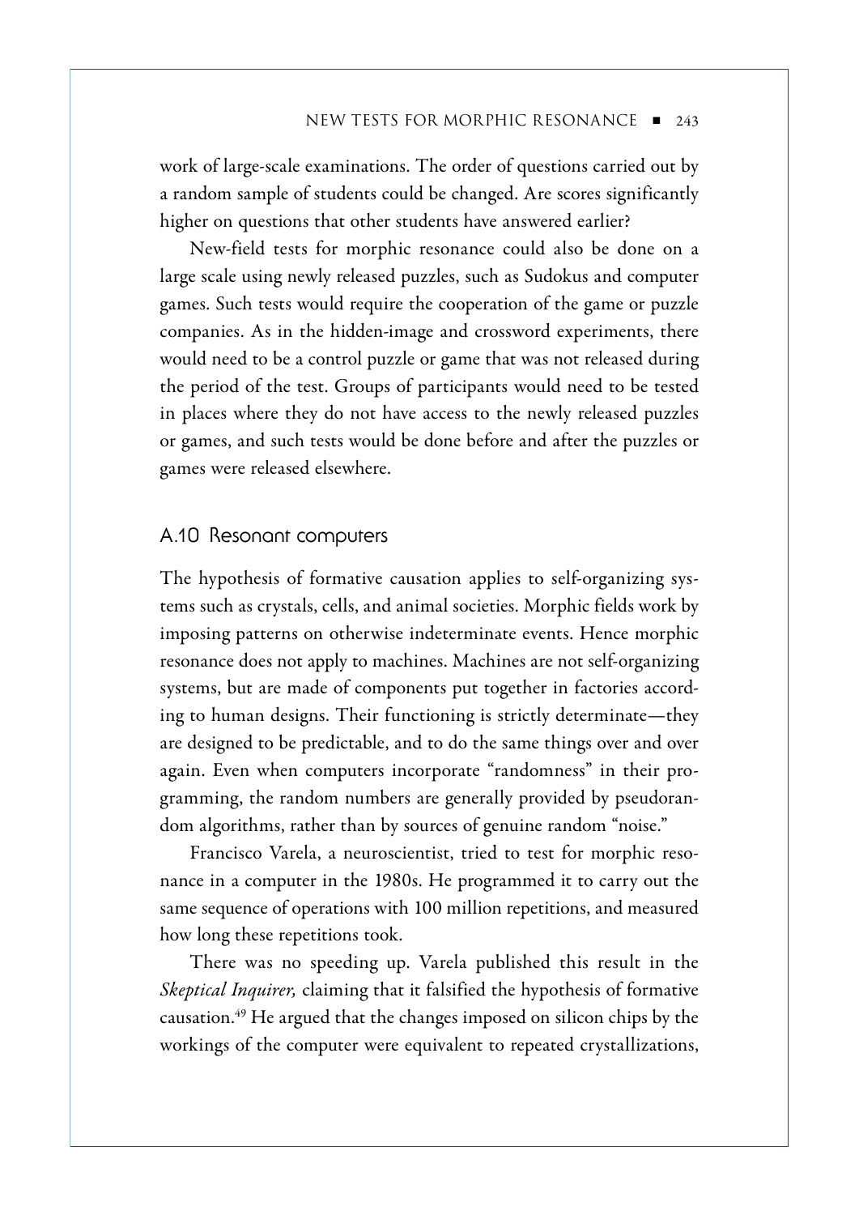work of large-scale examinations. The order of questions carried out by a random sample of students could be changed. Are scores significantly higher on questions that other students have answered earlier?

New-field tests for morphic resonance could also be done on a large scale using newly released puzzles, such as Sudokus and computer games. Such tests would require the cooperation of the game or puzzle companies. As in the hidden-image and crossword experiments, there would need to be a control puzzle or game that was not released during the period of the test. Groups of participants would need to be tested in places where they do not have access to the newly released puzzles or games, and such tests would be done before and after the puzzles or games were released elsewhere.

## A.10 Resonant computers

The hypothesis of formative causation applies to self-organizing systems such as crystals, cells, and animal societies. Morphic fields work by imposing patterns on otherwise indeterminate events. Hence morphic resonance does not apply to machines. Machines are not self-organizing systems, but are made of components put together in factories according to human designs. Their functioning is strictly determinate—they are designed to be predictable, and to do the same things over and over again. Even when computers incorporate "randomness" in their programming, the random numbers are generally provided by pseudorandom algorithms, rather than by sources of genuine random "noise."

Francisco Varela, a neuroscientist, tried to test for morphic resonance in a computer in the 1980s. He programmed it to carry out the same sequence of operations with 100 million repetitions, and measured how long these repetitions took.

There was no speeding up. Varela published this result in the *Skeptical Inquirer,* claiming that it falsified the hypothesis of formative causation.[49] He argued that the changes imposed on silicon chips by the workings of the computer were equivalent to repeated crystallizations,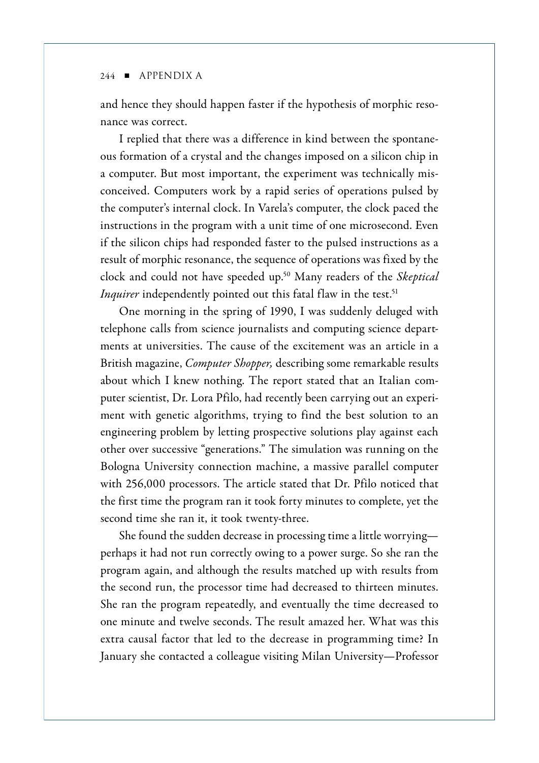and hence they should happen faster if the hypothesis of morphic resonance was correct.

I replied that there was a difference in kind between the spontaneous formation of a crystal and the changes imposed on a silicon chip in a computer. But most important, the experiment was technically misconceived. Computers work by a rapid series of operations pulsed by the computer's internal clock. In Varela's computer, the clock paced the instructions in the program with a unit time of one microsecond. Even if the silicon chips had responded faster to the pulsed instructions as a result of morphic resonance, the sequence of operations was fixed by the clock and could not have speeded up.[50] Many readers of the *Skeptical Inquirer* independently pointed out this fatal flaw in the test.[51]

One morning in the spring of 1990, I was suddenly deluged with telephone calls from science journalists and computing science departments at universities. The cause of the excitement was an article in a British magazine, *Computer Shopper,* describing some remarkable results about which I knew nothing. The report stated that an Italian computer scientist, Dr. Lora Pfilo, had recently been carrying out an experiment with genetic algorithms, trying to find the best solution to an engineering problem by letting prospective solutions play against each other over successive "generations." The simulation was running on the Bologna University connection machine, a massive parallel computer with 256,000 processors. The article stated that Dr. Pfilo noticed that the first time the program ran it took forty minutes to complete, yet the second time she ran it, it took twenty-three.

She found the sudden decrease in processing time a little worrying—perhaps it had not run correctly owing to a power surge. So she ran the program again, and although the results matched up with results from the second run, the processor time had decreased to thirteen minutes. She ran the program repeatedly, and eventually the time decreased to one minute and twelve seconds. The result amazed her. What was this extra causal factor that led to the decrease in programming time? In January she contacted a colleague visiting Milan University—Professor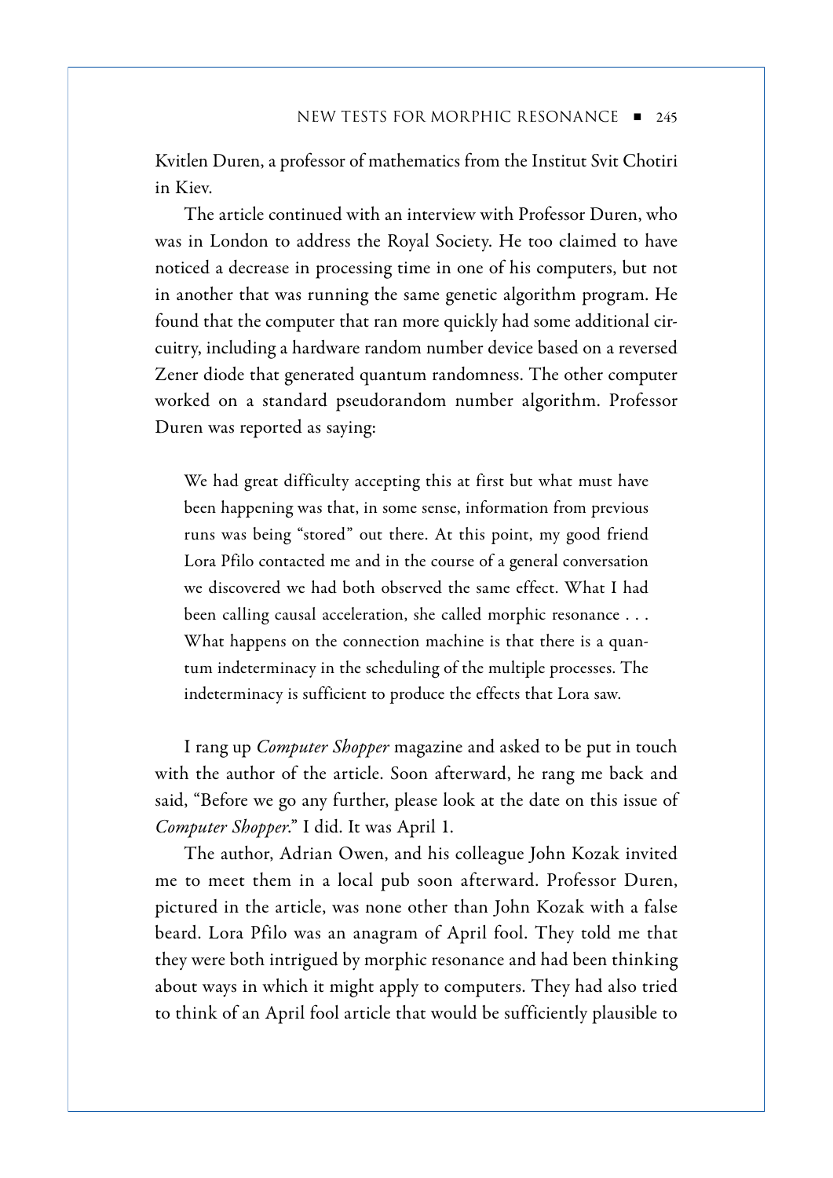Kvitlen Duren, a professor of mathematics from the Institut Svit Chotiri in Kiev.

The article continued with an interview with Professor Duren, who was in London to address the Royal Society. He too claimed to have noticed a decrease in processing time in one of his computers, but not in another that was running the same genetic algorithm program. He found that the computer that ran more quickly had some additional circuitry, including a hardware random number device based on a reversed Zener diode that generated quantum randomness. The other computer worked on a standard pseudorandom number algorithm. Professor Duren was reported as saying:

> We had great difficulty accepting this at first but what must have been happening was that, in some sense, information from previous runs was being "stored" out there. At this point, my good friend Lora Pfilo contacted me and in the course of a general conversation we discovered we had both observed the same effect. What I had been calling causal acceleration, she called morphic resonance . . . What happens on the connection machine is that there is a quantum indeterminacy in the scheduling of the multiple processes. The indeterminacy is sufficient to produce the effects that Lora saw.

I rang up *Computer Shopper* magazine and asked to be put in touch with the author of the article. Soon afterward, he rang me back and said, "Before we go any further, please look at the date on this issue of *Computer Shopper*." I did. It was April 1.

The author, Adrian Owen, and his colleague John Kozak invited me to meet them in a local pub soon afterward. Professor Duren, pictured in the article, was none other than John Kozak with a false beard. Lora Pfilo was an anagram of April fool. They told me that they were both intrigued by morphic resonance and had been thinking about ways in which it might apply to computers. They had also tried to think of an April fool article that would be sufficiently plausible to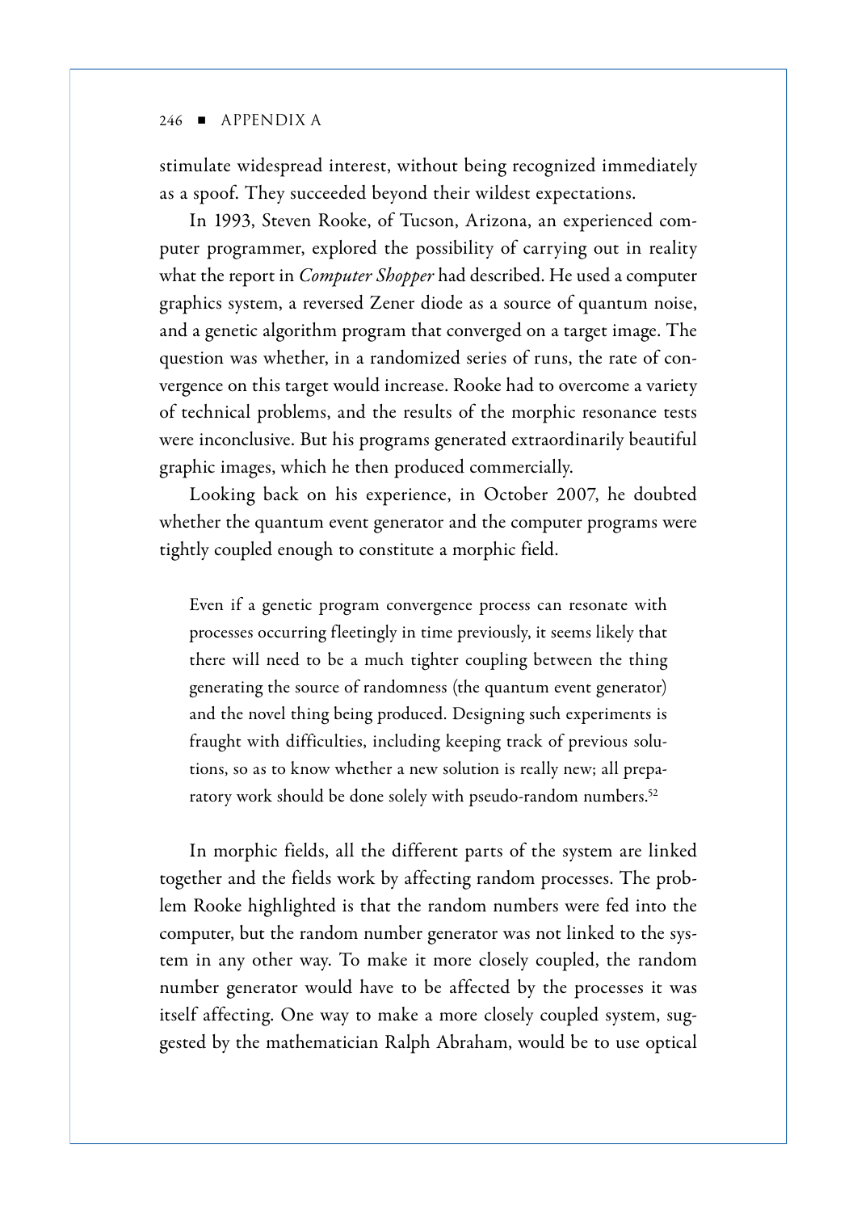stimulate widespread interest, without being recognized immediately as a spoof. They succeeded beyond their wildest expectations.

In 1993, Steven Rooke, of Tucson, Arizona, an experienced computer programmer, explored the possibility of carrying out in reality what the report in *Computer Shopper* had described. He used a computer graphics system, a reversed Zener diode as a source of quantum noise, and a genetic algorithm program that converged on a target image. The question was whether, in a randomized series of runs, the rate of convergence on this target would increase. Rooke had to overcome a variety of technical problems, and the results of the morphic resonance tests were inconclusive. But his programs generated extraordinarily beautiful graphic images, which he then produced commercially.

Looking back on his experience, in October 2007, he doubted whether the quantum event generator and the computer programs were tightly coupled enough to constitute a morphic field.

> Even if a genetic program convergence process can resonate with processes occurring fleetingly in time previously, it seems likely that there will need to be a much tighter coupling between the thing generating the source of randomness (the quantum event generator) and the novel thing being produced. Designing such experiments is fraught with difficulties, including keeping track of previous solutions, so as to know whether a new solution is really new; all preparatory work should be done solely with pseudo-random numbers.[52]

In morphic fields, all the different parts of the system are linked together and the fields work by affecting random processes. The problem Rooke highlighted is that the random numbers were fed into the computer, but the random number generator was not linked to the system in any other way. To make it more closely coupled, the random number generator would have to be affected by the processes it was itself affecting. One way to make a more closely coupled system, suggested by the mathematician Ralph Abraham, would be to use optical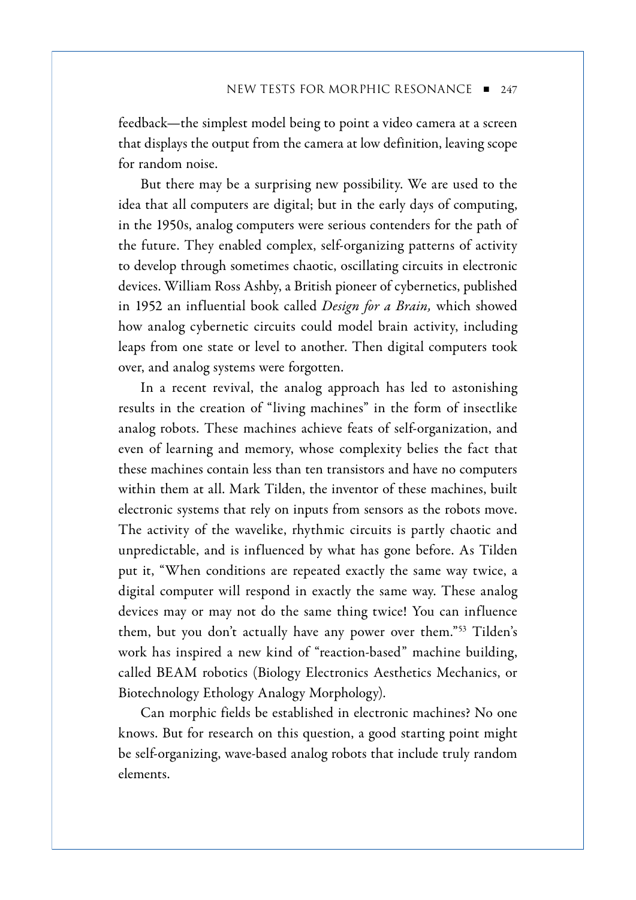feedback—the simplest model being to point a video camera at a screen that displays the output from the camera at low definition, leaving scope for random noise.

But there may be a surprising new possibility. We are used to the idea that all computers are digital; but in the early days of computing, in the 1950s, analog computers were serious contenders for the path of the future. They enabled complex, self-organizing patterns of activity to develop through sometimes chaotic, oscillating circuits in electronic devices. William Ross Ashby, a British pioneer of cybernetics, published in 1952 an influential book called *Design for a Brain,* which showed how analog cybernetic circuits could model brain activity, including leaps from one state or level to another. Then digital computers took over, and analog systems were forgotten.

In a recent revival, the analog approach has led to astonishing results in the creation of "living machines" in the form of insectlike analog robots. These machines achieve feats of self-organization, and even of learning and memory, whose complexity belies the fact that these machines contain less than ten transistors and have no computers within them at all. Mark Tilden, the inventor of these machines, built electronic systems that rely on inputs from sensors as the robots move. The activity of the wavelike, rhythmic circuits is partly chaotic and unpredictable, and is influenced by what has gone before. As Tilden put it, "When conditions are repeated exactly the same way twice, a digital computer will respond in exactly the same way. These analog devices may or may not do the same thing twice! You can influence them, but you don't actually have any power over them."[53] Tilden's work has inspired a new kind of "reaction-based" machine building, called BEAM robotics (Biology Electronics Aesthetics Mechanics, or Biotechnology Ethology Analogy Morphology).

Can morphic fields be established in electronic machines? No one knows. But for research on this question, a good starting point might be self-organizing, wave-based analog robots that include truly random elements.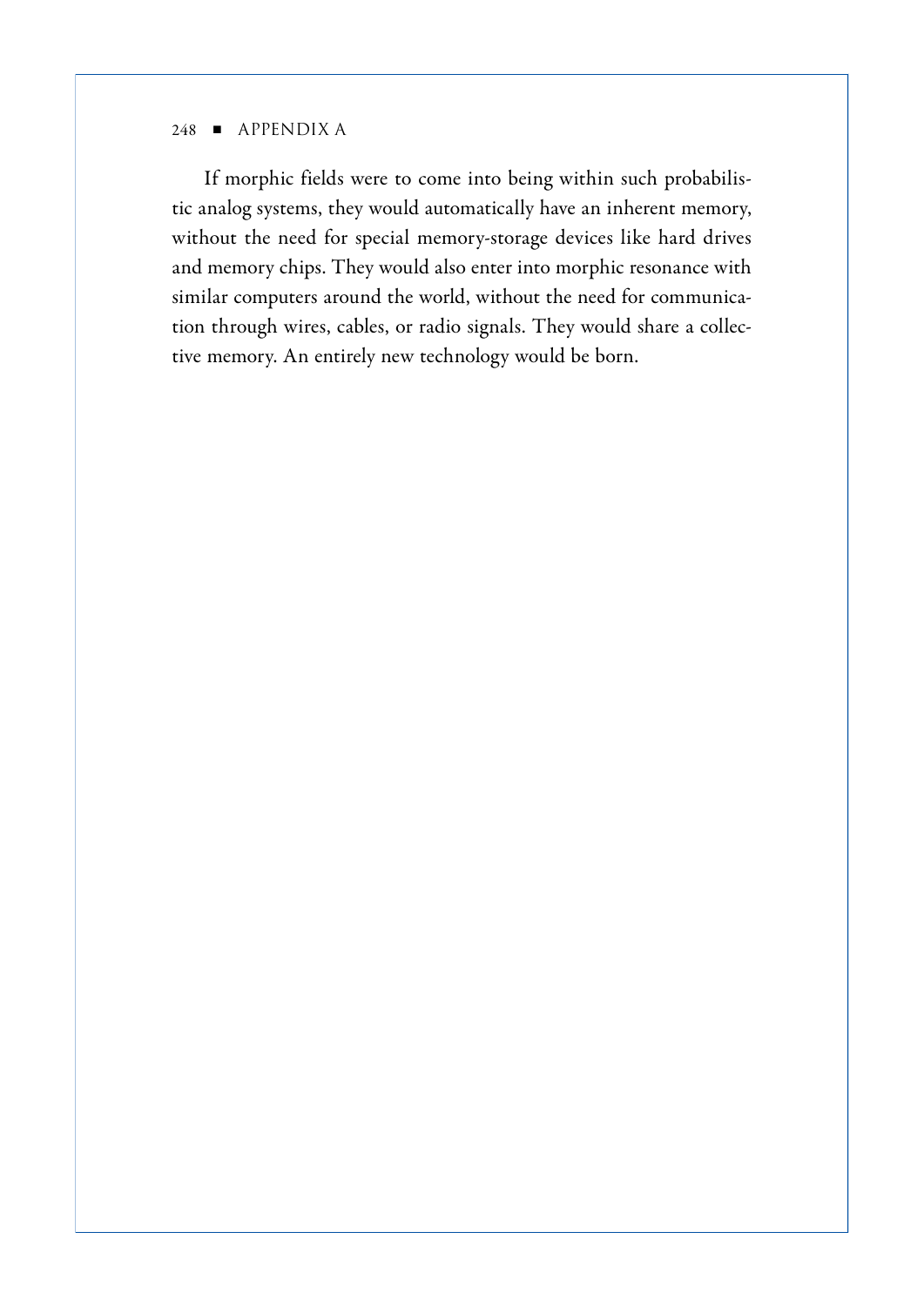If morphic fields were to come into being within such probabilistic analog systems, they would automatically have an inherent memory, without the need for special memory-storage devices like hard drives and memory chips. They would also enter into morphic resonance with similar computers around the world, without the need for communication through wires, cables, or radio signals. They would share a collective memory. An entirely new technology would be born.